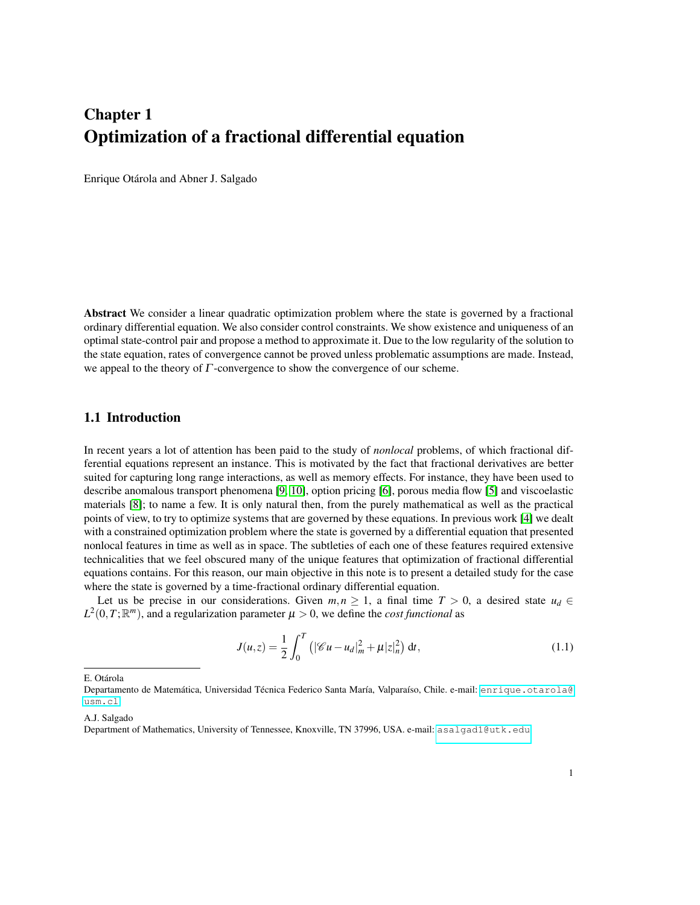# Chapter 1
# Optimization of a fractional differential equation

Enrique Otárola and Abner J. Salgado

**Abstract** We consider a linear quadratic optimization problem where the state is governed by a fractional ordinary differential equation. We also consider control constraints. We show existence and uniqueness of an optimal state-control pair and propose a method to approximate it. Due to the low regularity of the solution to the state equation, rates of convergence cannot be proved unless problematic assumptions are made. Instead, we appeal to the theory of $\Gamma$-convergence to show the convergence of our scheme.

## 1.1 Introduction

In recent years a lot of attention has been paid to the study of *nonlocal* problems, of which fractional differential equations represent an instance. This is motivated by the fact that fractional derivatives are better suited for capturing long range interactions, as well as memory effects. For instance, they have been used to describe anomalous transport phenomena [9, 10], option pricing [6], porous media flow [5] and viscoelastic materials [8]; to name a few. It is only natural then, from the purely mathematical as well as the practical points of view, to try to optimize systems that are governed by these equations. In previous work [4] we dealt with a constrained optimization problem where the state is governed by a differential equation that presented nonlocal features in time as well as in space. The subtleties of each one of these features required extensive technicalities that we feel obscured many of the unique features that optimization of fractional differential equations contains. For this reason, our main objective in this note is to present a detailed study for the case where the state is governed by a time-fractional ordinary differential equation.

Let us be precise in our considerations. Given $m,n \geq 1$, a final time $T > 0$, a desired state $u_d \in L^2(0,T;\mathbb{R}^m)$, and a regularization parameter $\mu > 0$, we define the *cost functional* as

$$J(u,z) = \frac{1}{2}\int_0^T \left( |\mathscr{C}u - u_d|_m^2 + \mu |z|_n^2 \right) \mathrm{d}t, \tag{1.1}$$

E. Otárola
Departamento de Matemática, Universidad Técnica Federico Santa María, Valparaíso, Chile. e-mail: enrique.otarola@usm.cl

A.J. Salgado
Department of Mathematics, University of Tennessee, Knoxville, TN 37996, USA. e-mail: asalgad1@utk.edu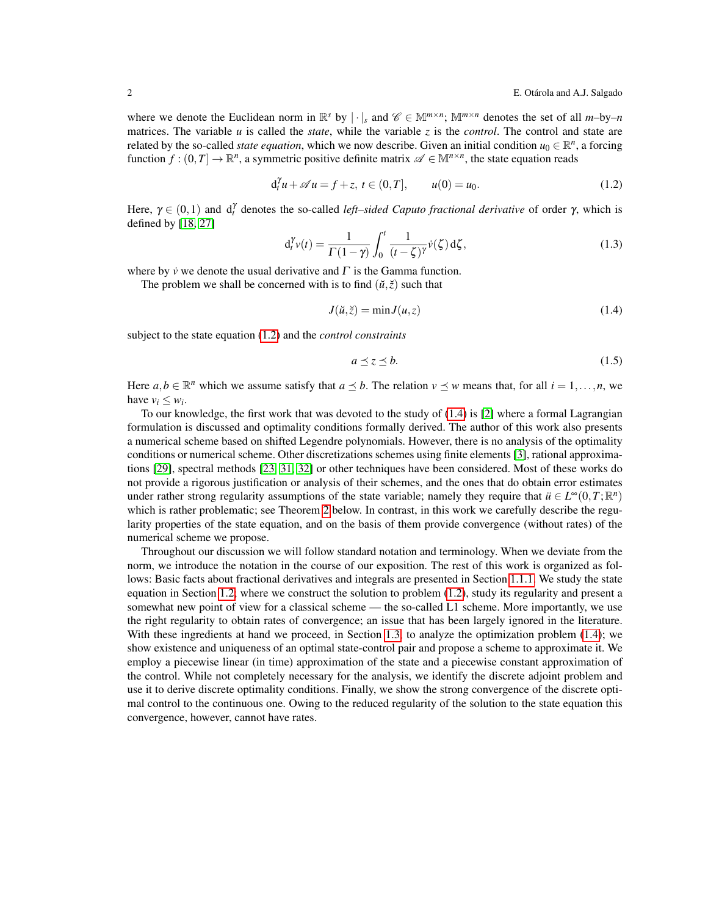where we denote the Euclidean norm in $\mathbb{R}^s$ by $|\cdot|_s$ and $\mathscr{C} \in \mathbb{M}^{m\times n}$; $\mathbb{M}^{m\times n}$ denotes the set of all $m$–by–$n$ matrices. The variable $u$ is called the *state*, while the variable $z$ is the *control*. The control and state are related by the so-called *state equation*, which we now describe. Given an initial condition $u_0 \in \mathbb{R}^n$, a forcing function $f : (0,T] \to \mathbb{R}^n$, a symmetric positive definite matrix $\mathscr{A} \in \mathbb{M}^{n\times n}$, the state equation reads

$$
\mathrm{d}_t^\gamma u + \mathscr{A} u = f + z,\ t \in (0,T], \qquad u(0) = u_0. \tag{1.2}
$$

Here, $\gamma \in (0,1)$ and $\mathrm{d}_t^\gamma$ denotes the so-called *left–sided Caputo fractional derivative* of order $\gamma$, which is defined by [18, 27]

$$
\mathrm{d}_t^\gamma v(t) = \frac{1}{\Gamma(1-\gamma)} \int_0^t \frac{1}{(t-\zeta)^\gamma} \dot{v}(\zeta)\,\mathrm{d}\zeta, \tag{1.3}
$$

where by $\dot{v}$ we denote the usual derivative and $\Gamma$ is the Gamma function.

The problem we shall be concerned with is to find $(\breve{u},\breve{z})$ such that

$$
J(\breve{u},\breve{z}) = \min J(u,z) \tag{1.4}
$$

subject to the state equation (1.2) and the *control constraints*

$$
a \preceq z \preceq b. \tag{1.5}
$$

Here $a, b \in \mathbb{R}^n$ which we assume satisfy that $a \preceq b$. The relation $v \preceq w$ means that, for all $i = 1,\ldots,n$, we have $v_i \leq w_i$.

To our knowledge, the first work that was devoted to the study of (1.4) is [2] where a formal Lagrangian formulation is discussed and optimality conditions formally derived. The author of this work also presents a numerical scheme based on shifted Legendre polynomials. However, there is no analysis of the optimality conditions or numerical scheme. Other discretizations schemes using finite elements [3], rational approximations [29], spectral methods [23, 31, 32] or other techniques have been considered. Most of these works do not provide a rigorous justification or analysis of their schemes, and the ones that do obtain error estimates under rather strong regularity assumptions of the state variable; namely they require that $\ddot{u} \in L^\infty(0,T;\mathbb{R}^n)$ which is rather problematic; see Theorem 2 below. In contrast, in this work we carefully describe the regularity properties of the state equation, and on the basis of them provide convergence (without rates) of the numerical scheme we propose.

Throughout our discussion we will follow standard notation and terminology. When we deviate from the norm, we introduce the notation in the course of our exposition. The rest of this work is organized as follows: Basic facts about fractional derivatives and integrals are presented in Section 1.1.1. We study the state equation in Section 1.2, where we construct the solution to problem (1.2), study its regularity and present a somewhat new point of view for a classical scheme — the so-called L1 scheme. More importantly, we use the right regularity to obtain rates of convergence; an issue that has been largely ignored in the literature. With these ingredients at hand we proceed, in Section 1.3, to analyze the optimization problem (1.4); we show existence and uniqueness of an optimal state-control pair and propose a scheme to approximate it. We employ a piecewise linear (in time) approximation of the state and a piecewise constant approximation of the control. While not completely necessary for the analysis, we identify the discrete adjoint problem and use it to derive discrete optimality conditions. Finally, we show the strong convergence of the discrete optimal control to the continuous one. Owing to the reduced regularity of the solution to the state equation this convergence, however, cannot have rates.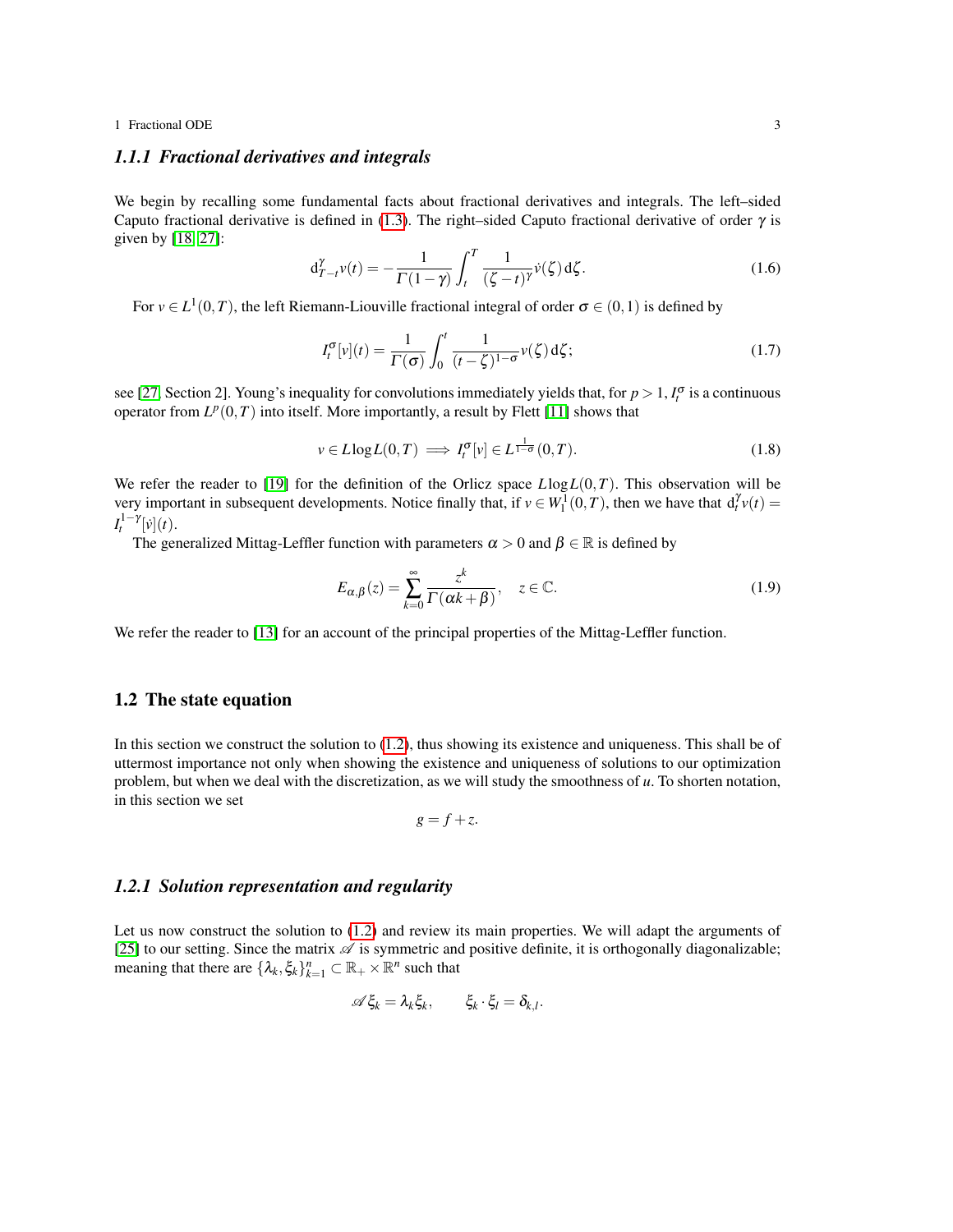### 1.1.1 Fractional derivatives and integrals

We begin by recalling some fundamental facts about fractional derivatives and integrals. The left–sided Caputo fractional derivative is defined in (1.3). The right–sided Caputo fractional derivative of order $\gamma$ is given by [18, 27]:

$$\mathrm{d}_{T-t}^{\gamma} v(t) = -\frac{1}{\Gamma(1-\gamma)} \int_t^T \frac{1}{(\zeta - t)^{\gamma}} \dot{v}(\zeta)\,\mathrm{d}\zeta. \tag{1.6}$$

For $v \in L^1(0,T)$, the left Riemann-Liouville fractional integral of order $\sigma \in (0,1)$ is defined by

$$I_t^{\sigma}[v](t) = \frac{1}{\Gamma(\sigma)} \int_0^t \frac{1}{(t-\zeta)^{1-\sigma}} v(\zeta)\,\mathrm{d}\zeta; \tag{1.7}$$

see [27, Section 2]. Young's inequality for convolutions immediately yields that, for $p > 1$, $I_t^{\sigma}$ is a continuous operator from $L^p(0,T)$ into itself. More importantly, a result by Flett [11] shows that

$$v \in L\log L(0,T) \implies I_t^{\sigma}[v] \in L^{\frac{1}{1-\sigma}}(0,T). \tag{1.8}$$

We refer the reader to [19] for the definition of the Orlicz space $L\log L(0,T)$. This observation will be very important in subsequent developments. Notice finally that, if $v \in W_1^1(0,T)$, then we have that $\mathrm{d}_t^{\gamma} v(t) = I_t^{1-\gamma}[\dot{v}](t)$.

The generalized Mittag-Leffler function with parameters $\alpha > 0$ and $\beta \in \mathbb{R}$ is defined by

$$E_{\alpha,\beta}(z) = \sum_{k=0}^{\infty} \frac{z^k}{\Gamma(\alpha k + \beta)}, \quad z \in \mathbb{C}. \tag{1.9}$$

We refer the reader to [13] for an account of the principal properties of the Mittag-Leffler function.

## 1.2 The state equation

In this section we construct the solution to (1.2), thus showing its existence and uniqueness. This shall be of uttermost importance not only when showing the existence and uniqueness of solutions to our optimization problem, but when we deal with the discretization, as we will study the smoothness of $u$. To shorten notation, in this section we set

$$g = f + z.$$

### 1.2.1 Solution representation and regularity

Let us now construct the solution to (1.2) and review its main properties. We will adapt the arguments of [25] to our setting. Since the matrix $\mathscr{A}$ is symmetric and positive definite, it is orthogonally diagonalizable; meaning that there are $\{\lambda_k, \xi_k\}_{k=1}^n \subset \mathbb{R}_+ \times \mathbb{R}^n$ such that

$$\mathscr{A}\xi_k = \lambda_k \xi_k, \qquad \xi_k \cdot \xi_l = \delta_{k,l}.$$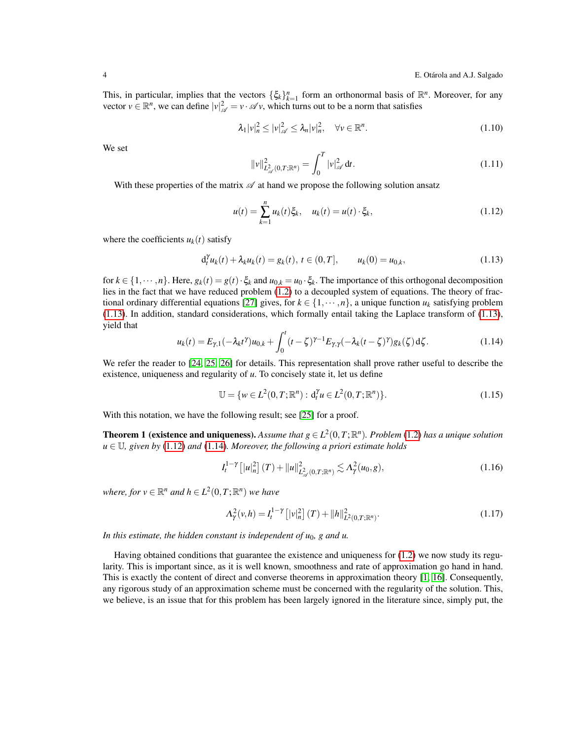This, in particular, implies that the vectors $\{\xi_k\}_{k=1}^n$ form an orthonormal basis of $\mathbb{R}^n$. Moreover, for any vector $v \in \mathbb{R}^n$, we can define $|v|_{\mathscr{A}}^2 = v \cdot \mathscr{A} v$, which turns out to be a norm that satisfies

$$
\lambda_1 |v|_n^2 \leq |v|_{\mathscr{A}}^2 \leq \lambda_n |v|_n^2, \quad \forall v \in \mathbb{R}^n. \tag{1.10}
$$

We set

$$
\|v\|_{L^2_{\mathscr{A}}(0,T;\mathbb{R}^n)}^2 = \int_0^T |v|_{\mathscr{A}}^2 \, \mathrm{d}t. \tag{1.11}
$$

With these properties of the matrix $\mathscr{A}$ at hand we propose the following solution ansatz

$$
u(t) = \sum_{k=1}^n u_k(t) \xi_k, \quad u_k(t) = u(t) \cdot \xi_k, \tag{1.12}
$$

where the coefficients $u_k(t)$ satisfy

$$
\mathrm{d}_t^\gamma u_k(t) + \lambda_k u_k(t) = g_k(t), \; t \in (0,T], \qquad u_k(0) = u_{0,k}, \tag{1.13}
$$

for $k \in \{1, \cdots, n\}$. Here, $g_k(t) = g(t) \cdot \xi_k$ and $u_{0,k} = u_0 \cdot \xi_k$. The importance of this orthogonal decomposition lies in the fact that we have reduced problem (1.2) to a decoupled system of equations. The theory of fractional ordinary differential equations [27] gives, for $k \in \{1, \cdots, n\}$, a unique function $u_k$ satisfying problem (1.13). In addition, standard considerations, which formally entail taking the Laplace transform of (1.13), yield that

$$
u_k(t) = E_{\gamma,1}(-\lambda_k t^\gamma) u_{0,k} + \int_0^t (t-\zeta)^{\gamma-1} E_{\gamma,\gamma}(-\lambda_k (t-\zeta)^\gamma) g_k(\zeta) \, \mathrm{d}\zeta. \tag{1.14}
$$

We refer the reader to [24, 25, 26] for details. This representation shall prove rather useful to describe the existence, uniqueness and regularity of $u$. To concisely state it, let us define

$$
\mathbb{U} = \{ w \in L^2(0,T;\mathbb{R}^n) : \mathrm{d}_t^\gamma u \in L^2(0,T;\mathbb{R}^n) \}. \tag{1.15}
$$

With this notation, we have the following result; see [25] for a proof.

**Theorem 1 (existence and uniqueness).** *Assume that $g \in L^2(0,T;\mathbb{R}^n)$. Problem (1.2) has a unique solution $u \in \mathbb{U}$, given by (1.12) and (1.14). Moreover, the following a priori estimate holds*

$$
I_t^{1-\gamma} \left[ |u|_n^2 \right](T) + \|u\|_{L^2_{\mathscr{A}}(0,T;\mathbb{R}^n)}^2 \lesssim \Lambda_\gamma^2(u_0, g), \tag{1.16}
$$

*where, for $v \in \mathbb{R}^n$ and $h \in L^2(0,T;\mathbb{R}^n)$ we have*

$$
\Lambda_\gamma^2(v,h) = I_t^{1-\gamma} \left[ |v|_n^2 \right](T) + \|h\|_{L^2(0,T;\mathbb{R}^n)}^2. \tag{1.17}
$$

*In this estimate, the hidden constant is independent of $u_0$, $g$ and $u$.*

Having obtained conditions that guarantee the existence and uniqueness for (1.2) we now study its regularity. This is important since, as it is well known, smoothness and rate of approximation go hand in hand. This is exactly the content of direct and converse theorems in approximation theory [1, 16]. Consequently, any rigorous study of an approximation scheme must be concerned with the regularity of the solution. This, we believe, is an issue that for this problem has been largely ignored in the literature since, simply put, the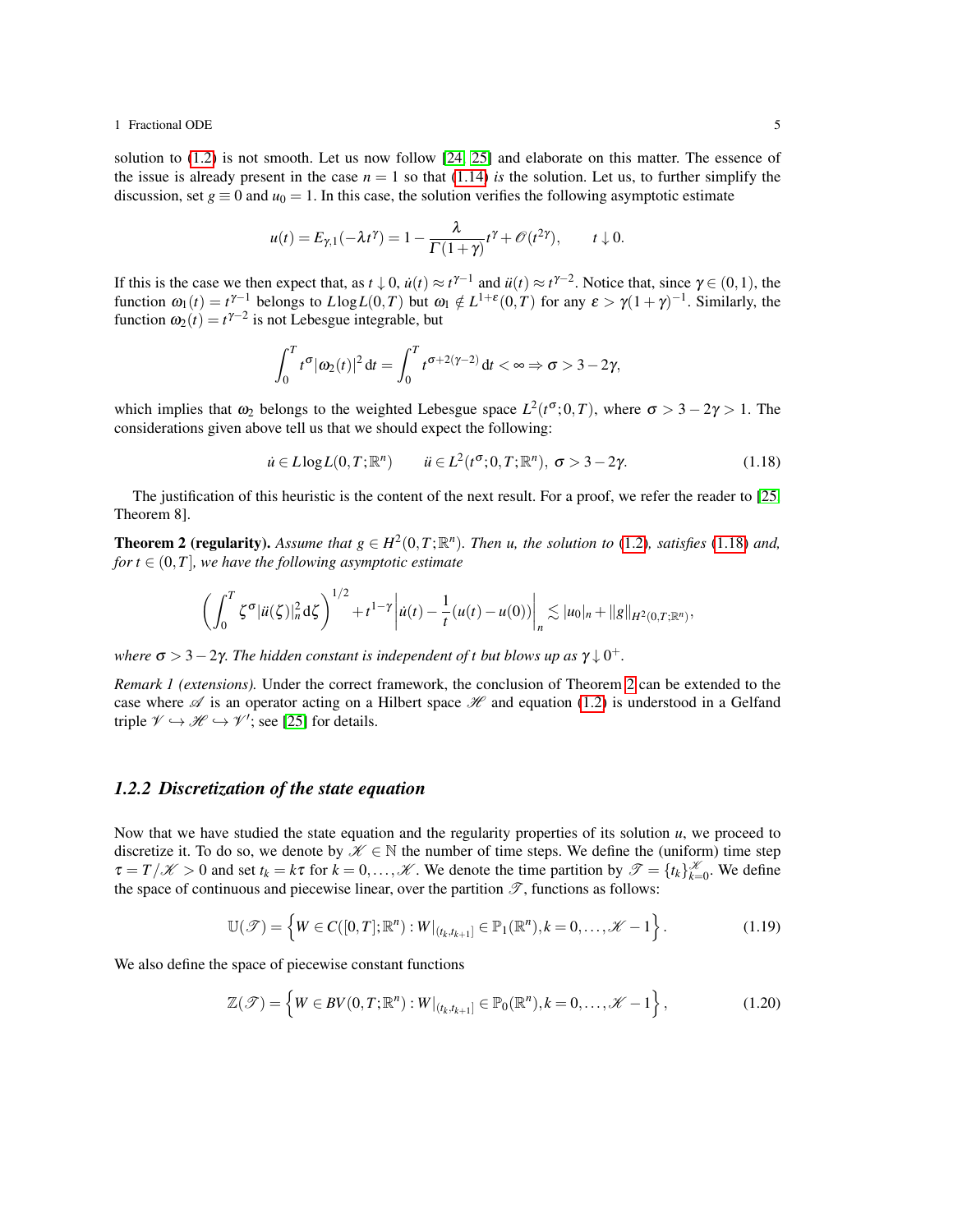solution to (1.2) is not smooth. Let us now follow [24, 25] and elaborate on this matter. The essence of the issue is already present in the case $n = 1$ so that (1.14) *is* the solution. Let us, to further simplify the discussion, set $g \equiv 0$ and $u_0 = 1$. In this case, the solution verifies the following asymptotic estimate

$$u(t) = E_{\gamma,1}(-\lambda t^{\gamma}) = 1 - \frac{\lambda}{\Gamma(1+\gamma)} t^{\gamma} + \mathscr{O}(t^{2\gamma}), \qquad t \downarrow 0.$$

If this is the case we then expect that, as $t \downarrow 0$, $\dot{u}(t) \approx t^{\gamma-1}$ and $\ddot{u}(t) \approx t^{\gamma-2}$. Notice that, since $\gamma \in (0,1)$, the function $\omega_1(t) = t^{\gamma-1}$ belongs to $L \log L(0,T)$ but $\omega_1 \notin L^{1+\varepsilon}(0,T)$ for any $\varepsilon > \gamma(1+\gamma)^{-1}$. Similarly, the function $\omega_2(t) = t^{\gamma-2}$ is not Lebesgue integrable, but

$$\int_0^T t^{\sigma} |\omega_2(t)|^2 \, \mathrm{d}t = \int_0^T t^{\sigma + 2(\gamma-2)} \, \mathrm{d}t < \infty \Rightarrow \sigma > 3 - 2\gamma,$$

which implies that $\omega_2$ belongs to the weighted Lebesgue space $L^2(t^{\sigma}; 0, T)$, where $\sigma > 3 - 2\gamma > 1$. The considerations given above tell us that we should expect the following:

$$\dot{u} \in L \log L(0,T;\mathbb{R}^n) \qquad \ddot{u} \in L^2(t^{\sigma}; 0, T; \mathbb{R}^n), \ \sigma > 3 - 2\gamma. \tag{1.18}$$

The justification of this heuristic is the content of the next result. For a proof, we refer the reader to [25, Theorem 8].

**Theorem 2 (regularity).** *Assume that $g \in H^2(0,T;\mathbb{R}^n)$. Then $u$, the solution to (1.2), satisfies (1.18) and, for $t \in (0,T]$, we have the following asymptotic estimate*

$$\left( \int_0^T \zeta^{\sigma} |\ddot{u}(\zeta)|_n^2 \, \mathrm{d}\zeta \right)^{1/2} + t^{1-\gamma} \left| \dot{u}(t) - \frac{1}{t}(u(t) - u(0)) \right|_n \lesssim |u_0|_n + \|g\|_{H^2(0,T;\mathbb{R}^n)},$$

*where $\sigma > 3 - 2\gamma$. The hidden constant is independent of $t$ but blows up as $\gamma \downarrow 0^+$.*

*Remark 1 (extensions).* Under the correct framework, the conclusion of Theorem 2 can be extended to the case where $\mathscr{A}$ is an operator acting on a Hilbert space $\mathscr{H}$ and equation (1.2) is understood in a Gelfand triple $\mathscr{V} \hookrightarrow \mathscr{H} \hookrightarrow \mathscr{V}'$; see [25] for details.

### *1.2.2 Discretization of the state equation*

Now that we have studied the state equation and the regularity properties of its solution $u$, we proceed to discretize it. To do so, we denote by $\mathscr{K} \in \mathbb{N}$ the number of time steps. We define the (uniform) time step $\tau = T/\mathscr{K} > 0$ and set $t_k = k\tau$ for $k = 0, \ldots, \mathscr{K}$. We denote the time partition by $\mathscr{T} = \{t_k\}_{k=0}^{\mathscr{K}}$. We define the space of continuous and piecewise linear, over the partition $\mathscr{T}$, functions as follows:

$$\mathbb{U}(\mathscr{T}) = \left\{ W \in C([0,T];\mathbb{R}^n) : W|_{(t_k,t_{k+1}]} \in \mathbb{P}_1(\mathbb{R}^n), k = 0, \ldots, \mathscr{K} - 1 \right\}. \tag{1.19}$$

We also define the space of piecewise constant functions

$$\mathbb{Z}(\mathscr{T}) = \left\{ W \in BV(0,T;\mathbb{R}^n) : W|_{(t_k,t_{k+1}]} \in \mathbb{P}_0(\mathbb{R}^n), k = 0, \ldots, \mathscr{K} - 1 \right\}, \tag{1.20}$$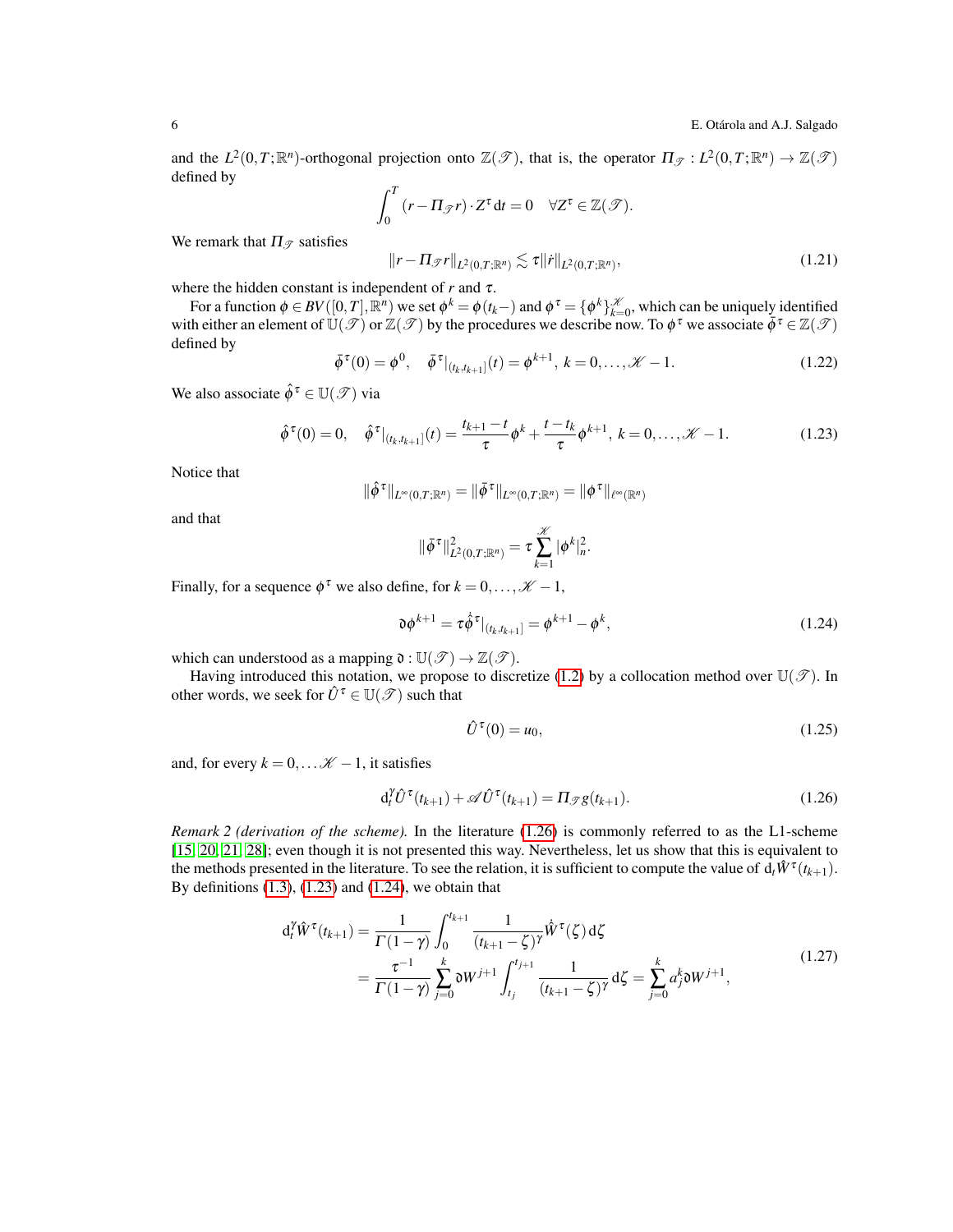and the $L^2(0,T;\mathbb{R}^n)$-orthogonal projection onto $\mathbb{Z}(\mathscr{T})$, that is, the operator $\Pi_{\mathscr{T}} : L^2(0,T;\mathbb{R}^n) \to \mathbb{Z}(\mathscr{T})$ defined by

$$\int_0^T (r - \Pi_{\mathscr{T}} r) \cdot Z^\tau \, \mathrm{d}t = 0 \quad \forall Z^\tau \in \mathbb{Z}(\mathscr{T}).$$

We remark that $\Pi_{\mathscr{T}}$ satisfies

$$\|r - \Pi_{\mathscr{T}} r\|_{L^2(0,T;\mathbb{R}^n)} \lesssim \tau \|\dot{r}\|_{L^2(0,T;\mathbb{R}^n)}, \tag{1.21}$$

where the hidden constant is independent of $r$ and $\tau$.

For a function $\phi \in BV([0,T],\mathbb{R}^n)$ we set $\phi^k = \phi(t_k-)$ and $\phi^\tau = \{\phi^k\}_{k=0}^{\mathscr{K}}$, which can be uniquely identified with either an element of $\mathbb{U}(\mathscr{T})$ or $\mathbb{Z}(\mathscr{T})$ by the procedures we describe now. To $\phi^\tau$ we associate $\bar{\phi}^\tau \in \mathbb{Z}(\mathscr{T})$ defined by

$$\bar{\phi}^\tau(0) = \phi^0, \quad \bar{\phi}^\tau|_{(t_k,t_{k+1}]}(t) = \phi^{k+1}, \; k = 0, \ldots, \mathscr{K}-1. \tag{1.22}$$

We also associate $\hat{\phi}^\tau \in \mathbb{U}(\mathscr{T})$ via

$$\hat{\phi}^\tau(0) = 0, \quad \hat{\phi}^\tau|_{(t_k,t_{k+1}]}(t) = \frac{t_{k+1}-t}{\tau}\phi^k + \frac{t-t_k}{\tau}\phi^{k+1}, \; k = 0, \ldots, \mathscr{K}-1. \tag{1.23}$$

Notice that

$$\|\hat{\phi}^\tau\|_{L^\infty(0,T;\mathbb{R}^n)} = \|\bar{\phi}^\tau\|_{L^\infty(0,T;\mathbb{R}^n)} = \|\phi^\tau\|_{\ell^\infty(\mathbb{R}^n)}$$

and that

$$\|\bar{\phi}^\tau\|^2_{L^2(0,T;\mathbb{R}^n)} = \tau \sum_{k=1}^{\mathscr{K}} |\phi^k|_n^2.$$

Finally, for a sequence $\phi^\tau$ we also define, for $k = 0, \ldots, \mathscr{K}-1$,

$$\mathfrak{d}\phi^{k+1} = \tau \dot{\hat{\phi}}^\tau|_{(t_k,t_{k+1}]} = \phi^{k+1} - \phi^k, \tag{1.24}$$

which can understood as a mapping $\mathfrak{d} : \mathbb{U}(\mathscr{T}) \to \mathbb{Z}(\mathscr{T})$.

Having introduced this notation, we propose to discretize (1.2) by a collocation method over $\mathbb{U}(\mathscr{T})$. In other words, we seek for $\hat{U}^\tau \in \mathbb{U}(\mathscr{T})$ such that

$$\hat{U}^\tau(0) = u_0, \tag{1.25}$$

and, for every $k = 0, \ldots \mathscr{K}-1$, it satisfies

$$\mathrm{d}_t^\gamma \hat{U}^\tau(t_{k+1}) + \mathscr{A}\hat{U}^\tau(t_{k+1}) = \Pi_{\mathscr{T}} g(t_{k+1}). \tag{1.26}$$

*Remark 2 (derivation of the scheme).* In the literature (1.26) is commonly referred to as the L1-scheme [15, 20, 21, 28]; even though it is not presented this way. Nevertheless, let us show that this is equivalent to the methods presented in the literature. To see the relation, it is sufficient to compute the value of $\mathrm{d}_t \hat{W}^\tau(t_{k+1})$. By definitions (1.3), (1.23) and (1.24), we obtain that

$$\begin{aligned}
\mathrm{d}_t^\gamma \hat{W}^\tau(t_{k+1}) &= \frac{1}{\Gamma(1-\gamma)} \int_0^{t_{k+1}} \frac{1}{(t_{k+1}-\zeta)^\gamma} \dot{\hat{W}}^\tau(\zeta)\,\mathrm{d}\zeta \\
&= \frac{\tau^{-1}}{\Gamma(1-\gamma)} \sum_{j=0}^{k} \mathfrak{d}W^{j+1} \int_{t_j}^{t_{j+1}} \frac{1}{(t_{k+1}-\zeta)^\gamma}\,\mathrm{d}\zeta = \sum_{j=0}^{k} a_j^k \mathfrak{d}W^{j+1},
\end{aligned} \tag{1.27}$$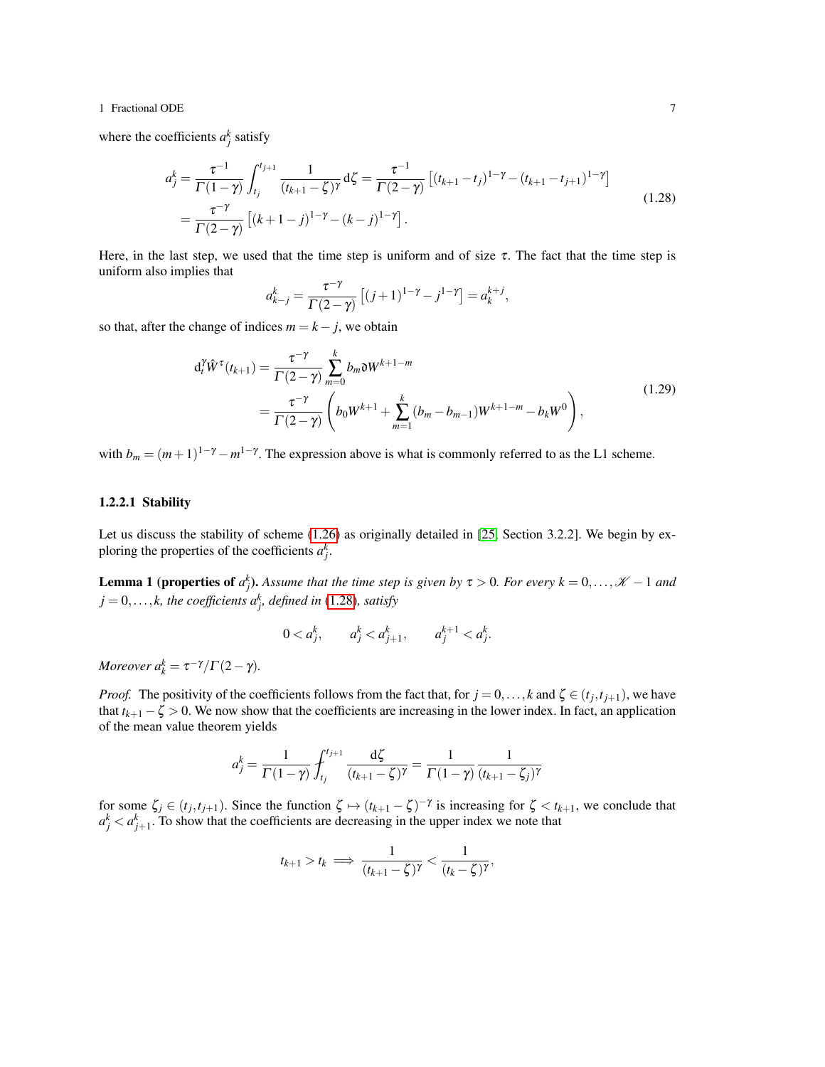where the coefficients $a_j^k$ satisfy

$$
\begin{aligned}
a_j^k &= \frac{\tau^{-1}}{\Gamma(1-\gamma)} \int_{t_j}^{t_{j+1}} \frac{1}{(t_{k+1}-\zeta)^\gamma} \mathrm{d}\zeta = \frac{\tau^{-1}}{\Gamma(2-\gamma)} \left[ (t_{k+1}-t_j)^{1-\gamma} - (t_{k+1}-t_{j+1})^{1-\gamma} \right] \\
&= \frac{\tau^{-\gamma}}{\Gamma(2-\gamma)} \left[ (k+1-j)^{1-\gamma} - (k-j)^{1-\gamma} \right].
\end{aligned}
\tag{1.28}
$$

Here, in the last step, we used that the time step is uniform and of size $\tau$. The fact that the time step is uniform also implies that

$$
a_{k-j}^k = \frac{\tau^{-\gamma}}{\Gamma(2-\gamma)} \left[ (j+1)^{1-\gamma} - j^{1-\gamma} \right] = a_k^{k+j},
$$

so that, after the change of indices $m = k-j$, we obtain

$$
\begin{aligned}
\mathrm{d}_t^\gamma \hat{W}^\tau(t_{k+1}) &= \frac{\tau^{-\gamma}}{\Gamma(2-\gamma)} \sum_{m=0}^{k} b_m \mathfrak{d} W^{k+1-m} \\
&= \frac{\tau^{-\gamma}}{\Gamma(2-\gamma)} \left( b_0 W^{k+1} + \sum_{m=1}^{k} (b_m - b_{m-1}) W^{k+1-m} - b_k W^0 \right),
\end{aligned}
\tag{1.29}
$$

with $b_m = (m+1)^{1-\gamma} - m^{1-\gamma}$. The expression above is what is commonly referred to as the L1 scheme.

#### 1.2.2.1 Stability

Let us discuss the stability of scheme (1.26) as originally detailed in [25, Section 3.2.2]. We begin by exploring the properties of the coefficients $a_j^k$.

**Lemma 1 (properties of $a_j^k$).** *Assume that the time step is given by $\tau > 0$. For every $k = 0, \dots, \mathscr{K}-1$ and $j = 0, \dots, k$, the coefficients $a_j^k$, defined in (1.28), satisfy*

$$
0 < a_j^k, \qquad a_j^k < a_{j+1}^k, \qquad a_j^{k+1} < a_j^k.
$$

*Moreover $a_k^k = \tau^{-\gamma}/\Gamma(2-\gamma)$.*

*Proof.* The positivity of the coefficients follows from the fact that, for $j = 0, \dots, k$ and $\zeta \in (t_j, t_{j+1})$, we have that $t_{k+1} - \zeta > 0$. We now show that the coefficients are increasing in the lower index. In fact, an application of the mean value theorem yields

$$
a_j^k = \frac{1}{\Gamma(1-\gamma)} \int_{t_j}^{t_{j+1}} \frac{\mathrm{d}\zeta}{(t_{k+1}-\zeta)^\gamma} = \frac{1}{\Gamma(1-\gamma)} \frac{1}{(t_{k+1}-\zeta_j)^\gamma}
$$

for some $\zeta_j \in (t_j, t_{j+1})$. Since the function $\zeta \mapsto (t_{k+1}-\zeta)^{-\gamma}$ is increasing for $\zeta < t_{k+1}$, we conclude that $a_j^k < a_{j+1}^k$. To show that the coefficients are decreasing in the upper index we note that

$$
t_{k+1} > t_k \implies \frac{1}{(t_{k+1}-\zeta)^\gamma} < \frac{1}{(t_k-\zeta)^\gamma},
$$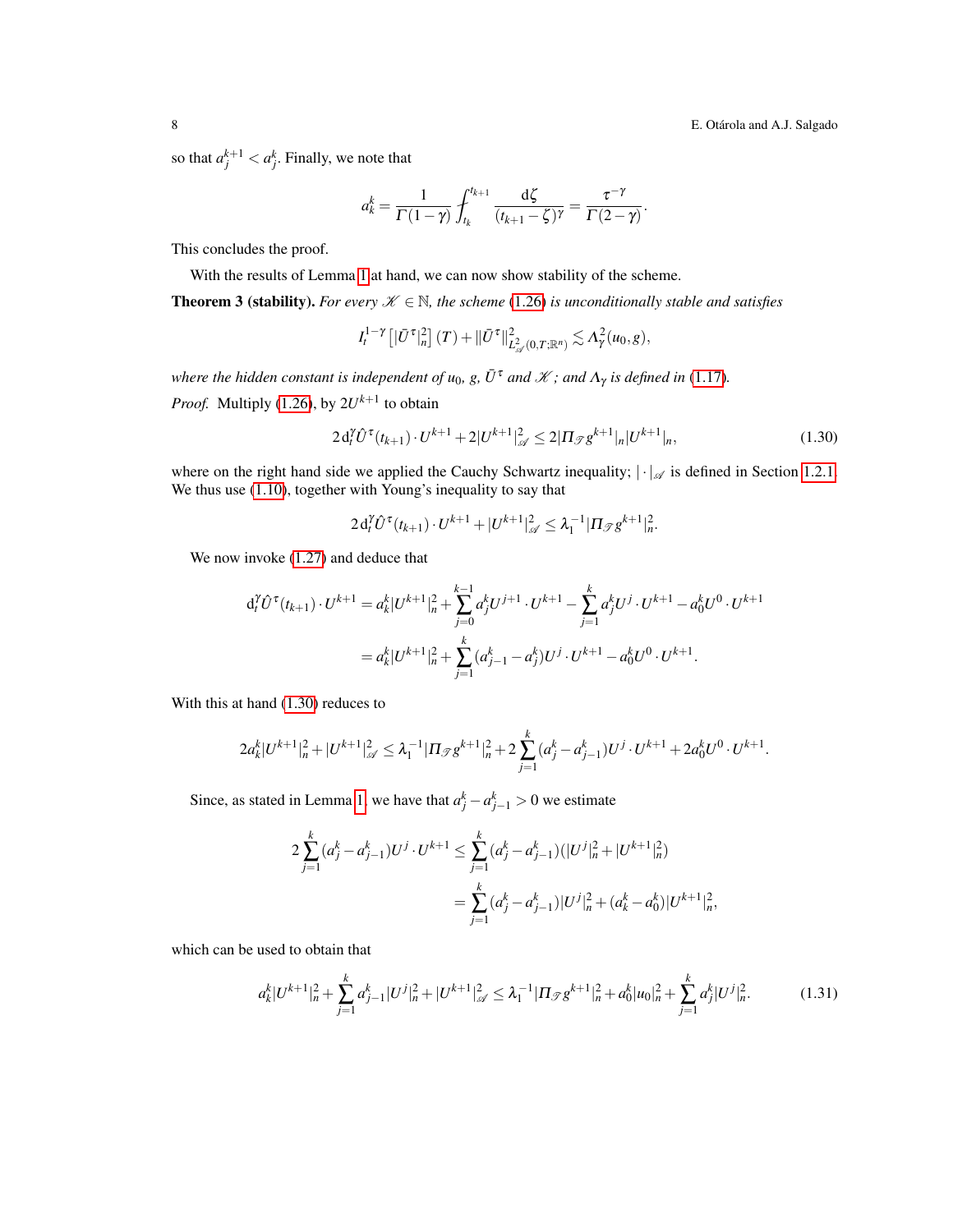so that $a_j^{k+1} < a_j^k$. Finally, we note that

$$a_k^k = \frac{1}{\Gamma(1-\gamma)} \int_{t_k}^{t_{k+1}} \frac{\mathrm{d}\zeta}{(t_{k+1}-\zeta)^\gamma} = \frac{\tau^{-\gamma}}{\Gamma(2-\gamma)}.$$

This concludes the proof.

With the results of Lemma 1 at hand, we can now show stability of the scheme.

**Theorem 3 (stability).** *For every $\mathscr{K} \in \mathbb{N}$, the scheme (1.26) is unconditionally stable and satisfies*

$$I_t^{1-\gamma}\left[|\bar{U}^\tau|_n^2\right](T) + \|\bar{U}^\tau\|^2_{L^2_{\mathscr{A}}(0,T;\mathbb{R}^n)} \lesssim \Lambda_\gamma^2(u_0, g),$$

*where the hidden constant is independent of $u_0$, $g$, $\bar{U}^\tau$ and $\mathscr{K}$; and $\Lambda_\gamma$ is defined in (1.17).*

*Proof.* Multiply (1.26), by $2U^{k+1}$ to obtain

$$2\,\mathrm{d}_t^\gamma \hat{U}^\tau(t_{k+1}) \cdot U^{k+1} + 2|U^{k+1}|^2_{\mathscr{A}} \leq 2|\Pi_{\mathscr{T}} g^{k+1}|_n |U^{k+1}|_n, \tag{1.30}$$

where on the right hand side we applied the Cauchy Schwartz inequality; $|\cdot|_{\mathscr{A}}$ is defined in Section 1.2.1. We thus use (1.10), together with Young's inequality to say that

$$2\,\mathrm{d}_t^\gamma \hat{U}^\tau(t_{k+1}) \cdot U^{k+1} + |U^{k+1}|^2_{\mathscr{A}} \leq \lambda_1^{-1}|\Pi_{\mathscr{T}} g^{k+1}|_n^2.$$

We now invoke (1.27) and deduce that

$$\begin{aligned}
\mathrm{d}_t^\gamma \hat{U}^\tau(t_{k+1}) \cdot U^{k+1} &= a_k^k |U^{k+1}|_n^2 + \sum_{j=0}^{k-1} a_j^k U^{j+1} \cdot U^{k+1} - \sum_{j=1}^{k} a_j^k U^j \cdot U^{k+1} - a_0^k U^0 \cdot U^{k+1} \\
&= a_k^k |U^{k+1}|_n^2 + \sum_{j=1}^{k} (a_{j-1}^k - a_j^k) U^j \cdot U^{k+1} - a_0^k U^0 \cdot U^{k+1}.
\end{aligned}$$

With this at hand (1.30) reduces to

$$2a_k^k |U^{k+1}|_n^2 + |U^{k+1}|^2_{\mathscr{A}} \leq \lambda_1^{-1}|\Pi_{\mathscr{T}} g^{k+1}|_n^2 + 2\sum_{j=1}^{k} (a_j^k - a_{j-1}^k) U^j \cdot U^{k+1} + 2a_0^k U^0 \cdot U^{k+1}.$$

Since, as stated in Lemma 1, we have that $a_j^k - a_{j-1}^k > 0$ we estimate

$$\begin{aligned}
2\sum_{j=1}^{k} (a_j^k - a_{j-1}^k) U^j \cdot U^{k+1} &\leq \sum_{j=1}^{k} (a_j^k - a_{j-1}^k)(|U^j|_n^2 + |U^{k+1}|_n^2) \\
&= \sum_{j=1}^{k} (a_j^k - a_{j-1}^k)|U^j|_n^2 + (a_k^k - a_0^k)|U^{k+1}|_n^2,
\end{aligned}$$

which can be used to obtain that

$$a_k^k |U^{k+1}|_n^2 + \sum_{j=1}^{k} a_{j-1}^k |U^j|_n^2 + |U^{k+1}|^2_{\mathscr{A}} \leq \lambda_1^{-1}|\Pi_{\mathscr{T}} g^{k+1}|_n^2 + a_0^k |u_0|_n^2 + \sum_{j=1}^{k} a_j^k |U^j|_n^2. \tag{1.31}$$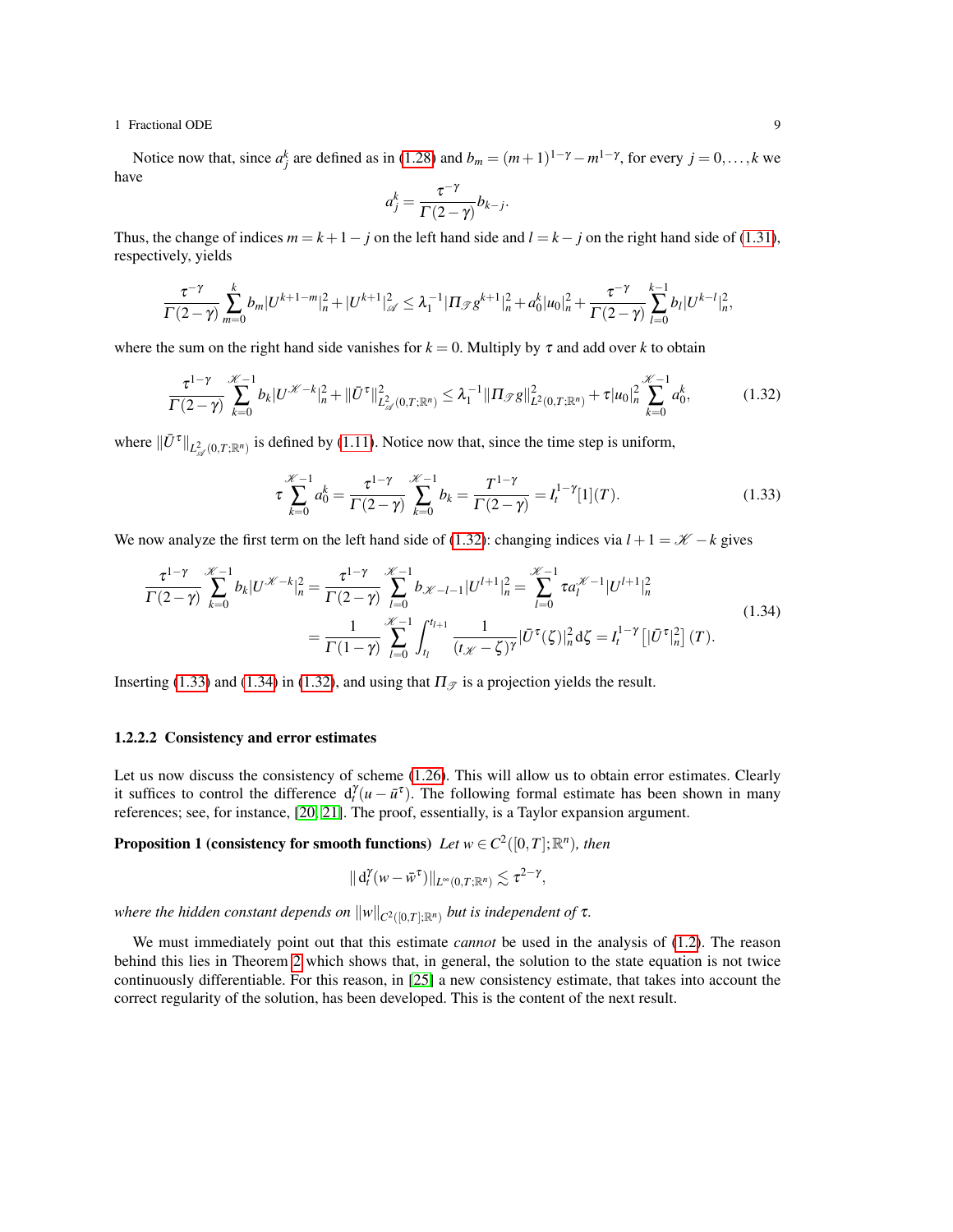Notice now that, since $a_j^k$ are defined as in (1.28) and $b_m = (m+1)^{1-\gamma} - m^{1-\gamma}$, for every $j = 0, \ldots, k$ we have

$$
a_j^k = \frac{\tau^{-\gamma}}{\Gamma(2-\gamma)} b_{k-j}.
$$

Thus, the change of indices $m = k+1-j$ on the left hand side and $l = k-j$ on the right hand side of (1.31), respectively, yields

$$
\frac{\tau^{-\gamma}}{\Gamma(2-\gamma)} \sum_{m=0}^{k} b_m |U^{k+1-m}|_n^2 + |U^{k+1}|_{\mathscr{A}}^2 \leq \lambda_1^{-1} |\Pi_{\mathscr{T}} g^{k+1}|_n^2 + a_0^k |u_0|_n^2 + \frac{\tau^{-\gamma}}{\Gamma(2-\gamma)} \sum_{l=0}^{k-1} b_l |U^{k-l}|_n^2,
$$

where the sum on the right hand side vanishes for $k = 0$. Multiply by $\tau$ and add over $k$ to obtain

$$
\frac{\tau^{1-\gamma}}{\Gamma(2-\gamma)} \sum_{k=0}^{\mathscr{K}-1} b_k |U^{\mathscr{K}-k}|_n^2 + \|\bar{U}^\tau\|_{L^2_{\mathscr{A}}(0,T;\mathbb{R}^n)}^2 \leq \lambda_1^{-1} \|\Pi_{\mathscr{T}} g\|_{L^2(0,T;\mathbb{R}^n)}^2 + \tau |u_0|_n^2 \sum_{k=0}^{\mathscr{K}-1} a_0^k, \tag{1.32}
$$

where $\|\bar{U}^\tau\|_{L^2_{\mathscr{A}}(0,T;\mathbb{R}^n)}$ is defined by (1.11). Notice now that, since the time step is uniform,

$$
\tau \sum_{k=0}^{\mathscr{K}-1} a_0^k = \frac{\tau^{1-\gamma}}{\Gamma(2-\gamma)} \sum_{k=0}^{\mathscr{K}-1} b_k = \frac{T^{1-\gamma}}{\Gamma(2-\gamma)} = I_t^{1-\gamma}[1](T). \tag{1.33}
$$

We now analyze the first term on the left hand side of (1.32): changing indices via $l+1 = \mathscr{K} - k$ gives

$$
\begin{aligned}
\frac{\tau^{1-\gamma}}{\Gamma(2-\gamma)} \sum_{k=0}^{\mathscr{K}-1} b_k |U^{\mathscr{K}-k}|_n^2 &= \frac{\tau^{1-\gamma}}{\Gamma(2-\gamma)} \sum_{l=0}^{\mathscr{K}-1} b_{\mathscr{K}-l-1} |U^{l+1}|_n^2 = \sum_{l=0}^{\mathscr{K}-1} \tau a_l^{\mathscr{K}-1} |U^{l+1}|_n^2 \\
&= \frac{1}{\Gamma(1-\gamma)} \sum_{l=0}^{\mathscr{K}-1} \int_{t_l}^{t_{l+1}} \frac{1}{(t_{\mathscr{K}} - \zeta)^\gamma} |\bar{U}^\tau(\zeta)|_n^2 \, \mathrm{d}\zeta = I_t^{1-\gamma} \left[ |\bar{U}^\tau|_n^2 \right](T).
\end{aligned} \tag{1.34}
$$

Inserting (1.33) and (1.34) in (1.32), and using that $\Pi_{\mathscr{T}}$ is a projection yields the result.

#### 1.2.2.2 Consistency and error estimates

Let us now discuss the consistency of scheme (1.26). This will allow us to obtain error estimates. Clearly it suffices to control the difference $\mathrm{d}_t^\gamma (u - \bar{u}^\tau)$. The following formal estimate has been shown in many references; see, for instance, [20, 21]. The proof, essentially, is a Taylor expansion argument.

**Proposition 1 (consistency for smooth functions)** *Let $w \in C^2([0,T];\mathbb{R}^n)$, then*

$$
\|\mathrm{d}_t^\gamma (w - \bar{w}^\tau)\|_{L^\infty(0,T;\mathbb{R}^n)} \lesssim \tau^{2-\gamma},
$$

*where the hidden constant depends on $\|w\|_{C^2([0,T];\mathbb{R}^n)}$ but is independent of $\tau$.*

We must immediately point out that this estimate *cannot* be used in the analysis of (1.2). The reason behind this lies in Theorem 2 which shows that, in general, the solution to the state equation is not twice continuously differentiable. For this reason, in [25] a new consistency estimate, that takes into account the correct regularity of the solution, has been developed. This is the content of the next result.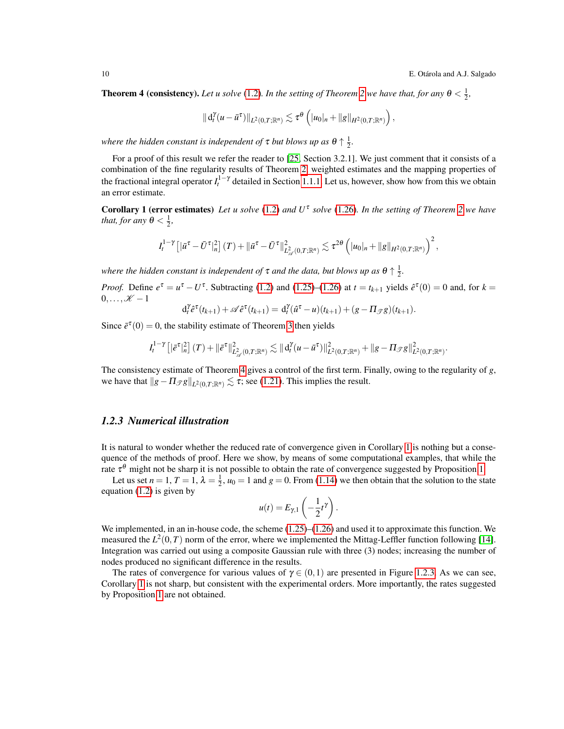**Theorem 4 (consistency).** *Let $u$ solve (1.2). In the setting of Theorem 2 we have that, for any $\theta < \frac{1}{2}$,*

$$
\| \mathrm{d}_t^\gamma (u - \bar{u}^\tau) \|_{L^2(0,T;\mathbb{R}^n)} \lesssim \tau^\theta \left( |u_0|_n + \|g\|_{H^2(0,T;\mathbb{R}^n)} \right),
$$

*where the hidden constant is independent of $\tau$ but blows up as $\theta \uparrow \frac{1}{2}$.*

For a proof of this result we refer the reader to [25, Section 3.2.1]. We just comment that it consists of a combination of the fine regularity results of Theorem 2, weighted estimates and the mapping properties of the fractional integral operator $I_t^{1-\gamma}$ detailed in Section 1.1.1. Let us, however, show how from this we obtain an error estimate.

**Corollary 1 (error estimates)** *Let $u$ solve (1.2) and $U^\tau$ solve (1.26). In the setting of Theorem 2 we have that, for any $\theta < \frac{1}{2}$,*

$$
I_t^{1-\gamma} \left[ |\bar{u}^\tau - \bar{U}^\tau|_n^2 \right](T) + \|\bar{u}^\tau - \bar{U}^\tau\|^2_{L^2_{\mathscr{A}}(0,T;\mathbb{R}^n)} \lesssim \tau^{2\theta} \left( |u_0|_n + \|g\|_{H^2(0,T;\mathbb{R}^n)} \right)^2,
$$

*where the hidden constant is independent of $\tau$ and the data, but blows up as $\theta \uparrow \frac{1}{2}$.*

*Proof.* Define $e^\tau = u^\tau - U^\tau$. Subtracting (1.2) and (1.25)–(1.26) at $t = t_{k+1}$ yields $\hat{e}^\tau(0) = 0$ and, for $k = 0, \ldots, \mathscr{K} - 1$

$$
\mathrm{d}_t^\gamma \hat{e}^\tau(t_{k+1}) + \mathscr{A} \hat{e}^\tau(t_{k+1}) = \mathrm{d}_t^\gamma (\hat{u}^\tau - u)(t_{k+1}) + (g - \Pi_{\mathscr{T}} g)(t_{k+1}).
$$

Since $\bar{e}^\tau(0) = 0$, the stability estimate of Theorem 3 then yields

$$
I_t^{1-\gamma} \left[ |\bar{e}^\tau|_n^2 \right](T) + \|\bar{e}^\tau\|^2_{L^2_{\mathscr{A}}(0,T;\mathbb{R}^n)} \lesssim \| \mathrm{d}_t^\gamma (u - \bar{u}^\tau) \|^2_{L^2(0,T;\mathbb{R}^n)} + \|g - \Pi_{\mathscr{T}} g\|^2_{L^2(0,T;\mathbb{R}^n)}.
$$

The consistency estimate of Theorem 4 gives a control of the first term. Finally, owing to the regularity of $g$, we have that $\|g - \Pi_{\mathscr{T}} g\|_{L^2(0,T;\mathbb{R}^n)} \lesssim \tau$; see (1.21). This implies the result.

### 1.2.3 Numerical illustration

It is natural to wonder whether the reduced rate of convergence given in Corollary 1 is nothing but a consequence of the methods of proof. Here we show, by means of some computational examples, that while the rate $\tau^\theta$ might not be sharp it is not possible to obtain the rate of convergence suggested by Proposition 1.

Let us set $n = 1$, $T = 1$, $\lambda = \frac{1}{2}$, $u_0 = 1$ and $g = 0$. From (1.14) we then obtain that the solution to the state equation (1.2) is given by

$$
u(t) = E_{\gamma,1} \left( -\frac{1}{2} t^\gamma \right).
$$

We implemented, in an in-house code, the scheme (1.25)–(1.26) and used it to approximate this function. We measured the $L^2(0,T)$ norm of the error, where we implemented the Mittag-Leffler function following [14]. Integration was carried out using a composite Gaussian rule with three (3) nodes; increasing the number of nodes produced no significant difference in the results.

The rates of convergence for various values of $\gamma \in (0,1)$ are presented in Figure 1.2.3. As we can see, Corollary 1 is not sharp, but consistent with the experimental orders. More importantly, the rates suggested by Proposition 1 are not obtained.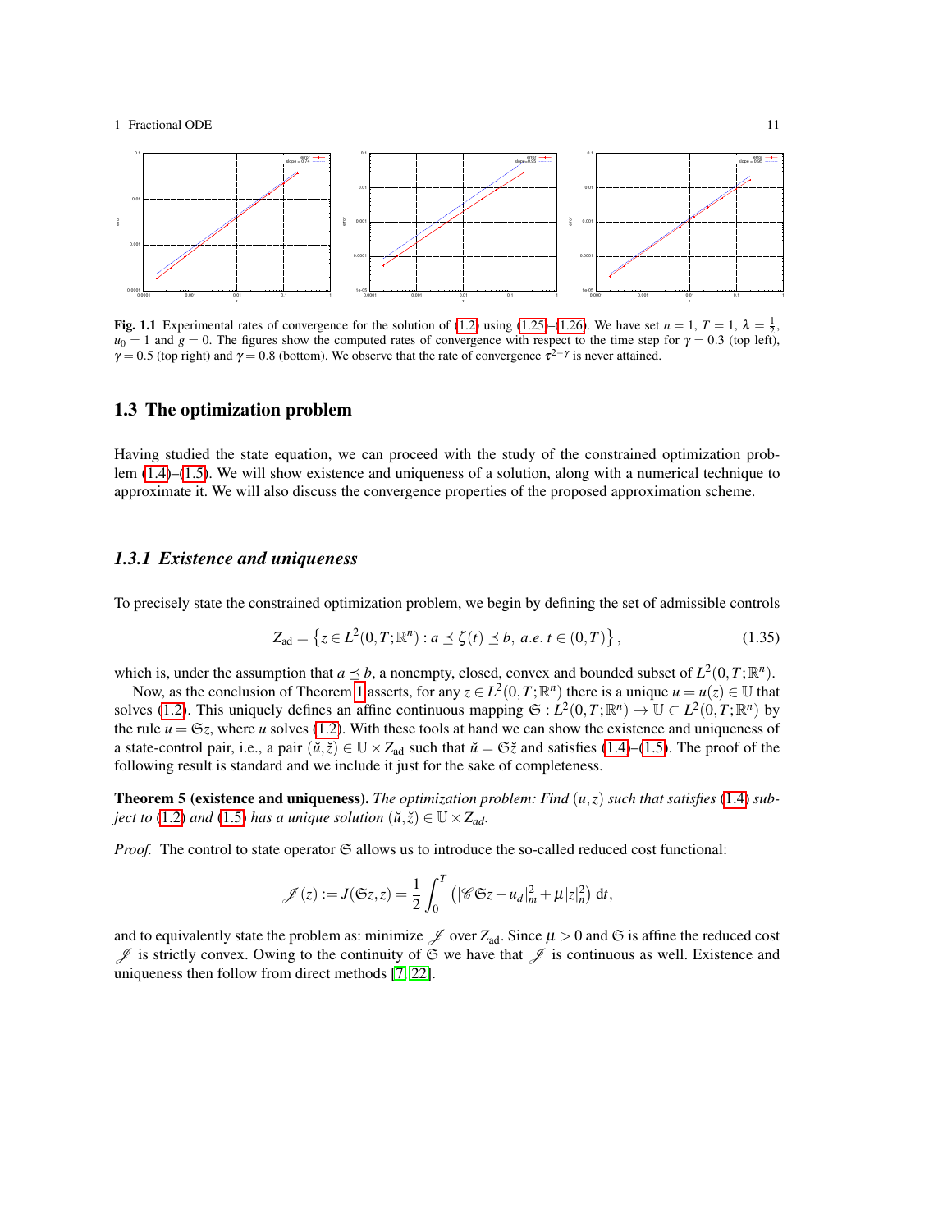0.1
error
slope = 0.74
0.01
0.001
0.0001
0.0001 0.001 0.01 0.1

0.1
error
slope = 0.95
0.01
0.001
0.0001
1e-05
0.0001 0.001 0.01 0.1 1

0.1
error
slope = 0.95
0.01
0.001
0.0001
1e-05
0.0001 0.001 0.01 0.1 1

**Fig. 1.1** Experimental rates of convergence for the solution of (1.2) using (1.25)–(1.26). We have set $n = 1$, $T = 1$, $\lambda = \frac{1}{2}$, $u_0 = 1$ and $g = 0$. The figures show the computed rates of convergence with respect to the time step for $\gamma = 0.3$ (top left), $\gamma = 0.5$ (top right) and $\gamma = 0.8$ (bottom). We observe that the rate of convergence $\tau^{2-\gamma}$ is never attained.

## 1.3 The optimization problem

Having studied the state equation, we can proceed with the study of the constrained optimization problem (1.4)–(1.5). We will show existence and uniqueness of a solution, along with a numerical technique to approximate it. We will also discuss the convergence properties of the proposed approximation scheme.

### *1.3.1 Existence and uniqueness*

To precisely state the constrained optimization problem, we begin by defining the set of admissible controls

$$Z_{\text{ad}} = \left\{ z \in L^2(0,T;\mathbb{R}^n) : a \preceq \zeta(t) \preceq b, \ a.e. \ t \in (0,T) \right\}, \tag{1.35}$$

which is, under the assumption that $a \preceq b$, a nonempty, closed, convex and bounded subset of $L^2(0,T;\mathbb{R}^n)$.

Now, as the conclusion of Theorem 1 asserts, for any $z \in L^2(0,T;\mathbb{R}^n)$ there is a unique $u = u(z) \in \mathbb{U}$ that solves (1.2). This uniquely defines an affine continuous mapping $\mathfrak{S} : L^2(0,T;\mathbb{R}^n) \to \mathbb{U} \subset L^2(0,T;\mathbb{R}^n)$ by the rule $u = \mathfrak{S}z$, where $u$ solves (1.2). With these tools at hand we can show the existence and uniqueness of a state-control pair, i.e., a pair $(\breve{u}, \breve{z}) \in \mathbb{U} \times Z_{\text{ad}}$ such that $\breve{u} = \mathfrak{S}\breve{z}$ and satisfies (1.4)–(1.5). The proof of the following result is standard and we include it just for the sake of completeness.

**Theorem 5 (existence and uniqueness).** *The optimization problem: Find $(u,z)$ such that satisfies (1.4) subject to (1.2) and (1.5) has a unique solution $(\breve{u}, \breve{z}) \in \mathbb{U} \times Z_{ad}$.*

*Proof.* The control to state operator $\mathfrak{S}$ allows us to introduce the so-called reduced cost functional:

$$\mathscr{J}(z) := J(\mathfrak{S}z, z) = \frac{1}{2} \int_0^T \left( |\mathscr{C}\mathfrak{S}z - u_d|_m^2 + \mu |z|_n^2 \right) \, \mathrm{d}t,$$

and to equivalently state the problem as: minimize $\mathscr{J}$ over $Z_{\text{ad}}$. Since $\mu > 0$ and $\mathfrak{S}$ is affine the reduced cost $\mathscr{J}$ is strictly convex. Owing to the continuity of $\mathfrak{S}$ we have that $\mathscr{J}$ is continuous as well. Existence and uniqueness then follow from direct methods [7, 22].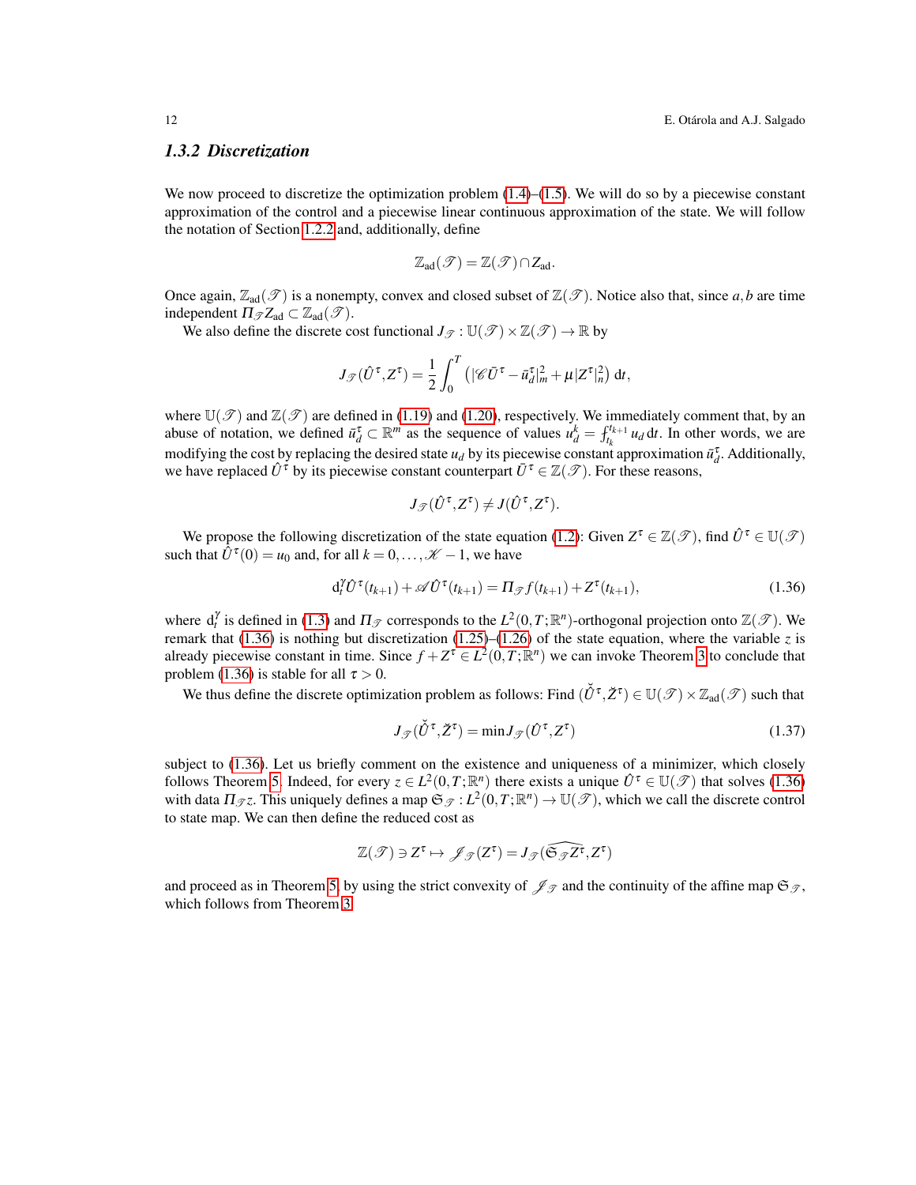### 1.3.2 Discretization

We now proceed to discretize the optimization problem (1.4)–(1.5). We will do so by a piecewise constant approximation of the control and a piecewise linear continuous approximation of the state. We will follow the notation of Section 1.2.2 and, additionally, define

$$\mathbb{Z}_{\rm ad}(\mathscr{T}) = \mathbb{Z}(\mathscr{T}) \cap \mathbb{Z}_{\rm ad}.$$

Once again, $\mathbb{Z}_{\rm ad}(\mathscr{T})$ is a nonempty, convex and closed subset of $\mathbb{Z}(\mathscr{T})$. Notice also that, since $a, b$ are time independent $\Pi_{\mathscr{T}} \mathbb{Z}_{\rm ad} \subset \mathbb{Z}_{\rm ad}(\mathscr{T})$.

We also define the discrete cost functional $J_{\mathscr{T}} : \mathbb{U}(\mathscr{T}) \times \mathbb{Z}(\mathscr{T}) \to \mathbb{R}$ by

$$J_{\mathscr{T}}(\hat{U}^\tau, Z^\tau) = \frac{1}{2}\int_0^T \left( |\mathscr{C}\bar{U}^\tau - \bar{u}_d^\tau|_m^2 + \mu |Z^\tau|_n^2 \right) \, \mathrm{d}t,$$

where $\mathbb{U}(\mathscr{T})$ and $\mathbb{Z}(\mathscr{T})$ are defined in (1.19) and (1.20), respectively. We immediately comment that, by an abuse of notation, we defined $\bar{u}_d^\tau \subset \mathbb{R}^m$ as the sequence of values $u_d^k = ⨍_{t_k}^{t_{k+1}} u_d \, \mathrm{d}t$. In other words, we are modifying the cost by replacing the desired state $u_d$ by its piecewise constant approximation $\bar{u}_d^\tau$. Additionally, we have replaced $\hat{U}^\tau$ by its piecewise constant counterpart $\bar{U}^\tau \in \mathbb{Z}(\mathscr{T})$. For these reasons,

$$J_{\mathscr{T}}(\hat{U}^\tau, Z^\tau) \neq J(\hat{U}^\tau, Z^\tau).$$

We propose the following discretization of the state equation (1.2): Given $Z^\tau \in \mathbb{Z}(\mathscr{T})$, find $\hat{U}^\tau \in \mathbb{U}(\mathscr{T})$ such that $\hat{U}^\tau(0) = u_0$ and, for all $k = 0, \dots, \mathscr{K}-1$, we have

$$\mathrm{d}_t^\gamma \hat{U}^\tau(t_{k+1}) + \mathscr{A}\hat{U}^\tau(t_{k+1}) = \Pi_{\mathscr{T}} f(t_{k+1}) + Z^\tau(t_{k+1}), \tag{1.36}$$

where $\mathrm{d}_t^\gamma$ is defined in (1.3) and $\Pi_{\mathscr{T}}$ corresponds to the $L^2(0,T;\mathbb{R}^n)$-orthogonal projection onto $\mathbb{Z}(\mathscr{T})$. We remark that (1.36) is nothing but discretization (1.25)–(1.26) of the state equation, where the variable $z$ is already piecewise constant in time. Since $f + Z^\tau \in L^2(0,T;\mathbb{R}^n)$ we can invoke Theorem 3 to conclude that problem (1.36) is stable for all $\tau > 0$.

We thus define the discrete optimization problem as follows: Find $(\check{U}^\tau, \check{Z}^\tau) \in \mathbb{U}(\mathscr{T}) \times \mathbb{Z}_{\rm ad}(\mathscr{T})$ such that

$$J_{\mathscr{T}}(\check{U}^\tau, \check{Z}^\tau) = \min J_{\mathscr{T}}(\hat{U}^\tau, Z^\tau) \tag{1.37}$$

subject to (1.36). Let us briefly comment on the existence and uniqueness of a minimizer, which closely follows Theorem 5. Indeed, for every $z \in L^2(0,T;\mathbb{R}^n)$ there exists a unique $\hat{U}^\tau \in \mathbb{U}(\mathscr{T})$ that solves (1.36) with data $\Pi_{\mathscr{T}} z$. This uniquely defines a map $\mathfrak{S}_{\mathscr{T}} : L^2(0,T;\mathbb{R}^n) \to \mathbb{U}(\mathscr{T})$, which we call the discrete control to state map. We can then define the reduced cost as

$$\mathbb{Z}(\mathscr{T}) \ni Z^\tau \mapsto \mathscr{J}_{\mathscr{T}}(Z^\tau) = J_{\mathscr{T}}(\widehat{\mathfrak{S}_{\mathscr{T}} Z^\tau}, Z^\tau)$$

and proceed as in Theorem 5, by using the strict convexity of $\mathscr{J}_{\mathscr{T}}$ and the continuity of the affine map $\mathfrak{S}_{\mathscr{T}}$, which follows from Theorem 3.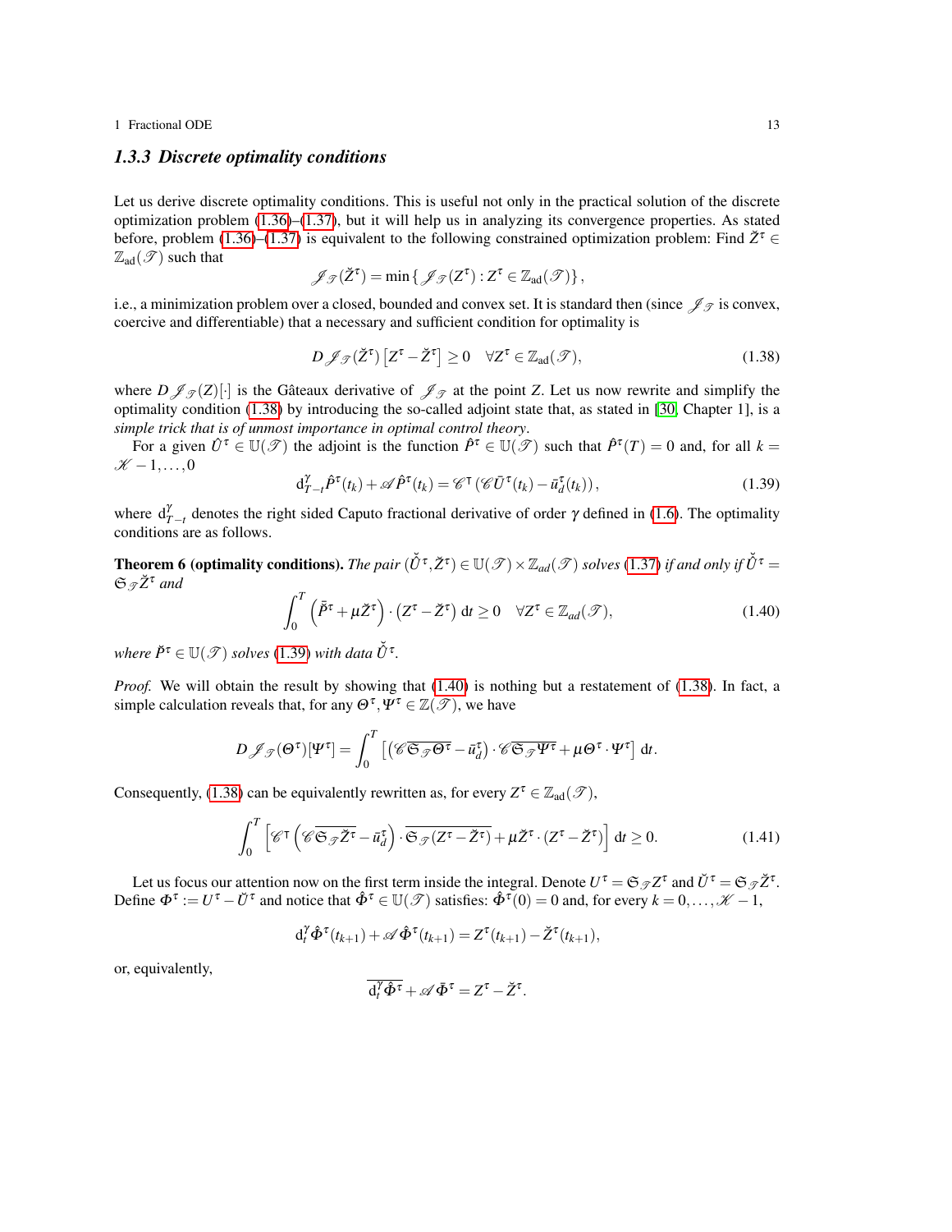### 1.3.3 Discrete optimality conditions

Let us derive discrete optimality conditions. This is useful not only in the practical solution of the discrete optimization problem (1.36)–(1.37), but it will help us in analyzing its convergence properties. As stated before, problem (1.36)–(1.37) is equivalent to the following constrained optimization problem: Find $\check{Z}^\tau \in \mathbb{Z}_{\mathrm{ad}}(\mathscr{T})$ such that

$$\mathscr{J}_{\mathscr{T}}(\check{Z}^\tau) = \min\left\{ \mathscr{J}_{\mathscr{T}}(Z^\tau) : Z^\tau \in \mathbb{Z}_{\mathrm{ad}}(\mathscr{T}) \right\},$$

i.e., a minimization problem over a closed, bounded and convex set. It is standard then (since $\mathscr{J}_{\mathscr{T}}$ is convex, coercive and differentiable) that a necessary and sufficient condition for optimality is

$$D\mathscr{J}_{\mathscr{T}}(\check{Z}^\tau)\left[Z^\tau - \check{Z}^\tau\right] \geq 0 \quad \forall Z^\tau \in \mathbb{Z}_{\mathrm{ad}}(\mathscr{T}), \tag{1.38}$$

where $D\mathscr{J}_{\mathscr{T}}(Z)[\cdot]$ is the Gâteaux derivative of $\mathscr{J}_{\mathscr{T}}$ at the point Z. Let us now rewrite and simplify the optimality condition (1.38) by introducing the so-called adjoint state that, as stated in [30, Chapter 1], is a *simple trick that is of unmost importance in optimal control theory*.

For a given $\hat{U}^\tau \in \mathbb{U}(\mathscr{T})$ the adjoint is the function $\hat{P}^\tau \in \mathbb{U}(\mathscr{T})$ such that $\hat{P}^\tau(T) = 0$ and, for all $k = \mathscr{K}-1,\ldots,0$

$$\mathrm{d}^\gamma_{T-t}\hat{P}^\tau(t_k) + \mathscr{A}\hat{P}^\tau(t_k) = \mathscr{C}^\intercal\left(\mathscr{C}\bar{U}^\tau(t_k) - \bar{u}^\tau_d(t_k)\right), \tag{1.39}$$

where $\mathrm{d}^\gamma_{T-t}$ denotes the right sided Caputo fractional derivative of order $\gamma$ defined in (1.6). The optimality conditions are as follows.

**Theorem 6 (optimality conditions).** *The pair $(\check{U}^\tau, \check{Z}^\tau) \in \mathbb{U}(\mathscr{T}) \times \mathbb{Z}_{ad}(\mathscr{T})$ solves (1.37) if and only if $\check{U}^\tau = \mathfrak{S}_{\mathscr{T}}\check{Z}^\tau$ and*

$$\int_0^T \left(\bar{\check{P}}^\tau + \mu\check{Z}^\tau\right)\cdot\left(Z^\tau - \check{Z}^\tau\right)\,\mathrm{d}t \geq 0 \quad \forall Z^\tau \in \mathbb{Z}_{ad}(\mathscr{T}), \tag{1.40}$$

*where $\check{P}^\tau \in \mathbb{U}(\mathscr{T})$ solves (1.39) with data $\check{U}^\tau$.*

*Proof.* We will obtain the result by showing that (1.40) is nothing but a restatement of (1.38). In fact, a simple calculation reveals that, for any $\Theta^\tau, \Psi^\tau \in \mathbb{Z}(\mathscr{T})$, we have

$$D\mathscr{J}_{\mathscr{T}}(\Theta^\tau)[\Psi^\tau] = \int_0^T \left[\left(\mathscr{C}\overline{\mathfrak{S}_{\mathscr{T}}\Theta^\tau} - \bar{u}^\tau_d\right)\cdot\mathscr{C}\overline{\mathfrak{S}_{\mathscr{T}}\Psi^\tau} + \mu\Theta^\tau\cdot\Psi^\tau\right]\,\mathrm{d}t.$$

Consequently, (1.38) can be equivalently rewritten as, for every $Z^\tau \in \mathbb{Z}_{\mathrm{ad}}(\mathscr{T})$,

$$\int_0^T \left[\mathscr{C}^\intercal\left(\mathscr{C}\overline{\mathfrak{S}_{\mathscr{T}}\check{Z}^\tau} - \bar{u}^\tau_d\right)\cdot\overline{\mathfrak{S}_{\mathscr{T}}(Z^\tau - \check{Z}^\tau)} + \mu\check{Z}^\tau\cdot(Z^\tau - \check{Z}^\tau)\right]\,\mathrm{d}t \geq 0. \tag{1.41}$$

Let us focus our attention now on the first term inside the integral. Denote $U^\tau = \mathfrak{S}_{\mathscr{T}}Z^\tau$ and $\check{U}^\tau = \mathfrak{S}_{\mathscr{T}}\check{Z}^\tau$. Define $\Phi^\tau := U^\tau - \check{U}^\tau$ and notice that $\hat{\Phi}^\tau \in \mathbb{U}(\mathscr{T})$ satisfies: $\hat{\Phi}^\tau(0) = 0$ and, for every $k = 0,\ldots,\mathscr{K}-1$,

$$\mathrm{d}^\gamma_t\hat{\Phi}^\tau(t_{k+1}) + \mathscr{A}\hat{\Phi}^\tau(t_{k+1}) = Z^\tau(t_{k+1}) - \check{Z}^\tau(t_{k+1}),$$

or, equivalently,

$$\overline{\mathrm{d}^\gamma_t\hat{\Phi}^\tau} + \mathscr{A}\bar{\Phi}^\tau = Z^\tau - \check{Z}^\tau.$$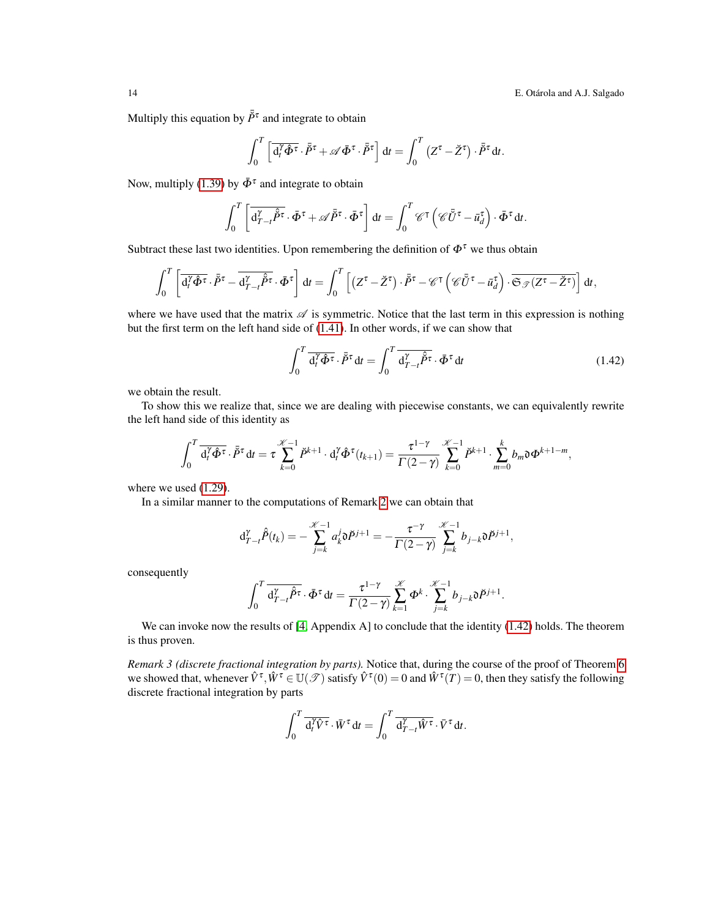Multiply this equation by $\bar{\check{P}}^\tau$ and integrate to obtain

$$\int_0^T \left[ \overline{\mathrm{d}_t^\gamma \hat{\Phi}^\tau} \cdot \bar{\check{P}}^\tau + \mathscr{A} \bar{\Phi}^\tau \cdot \bar{\check{P}}^\tau \right] \mathrm{d}t = \int_0^T \left( Z^\tau - \check{Z}^\tau \right) \cdot \bar{\check{P}}^\tau \, \mathrm{d}t.$$

Now, multiply (1.39) by $\bar{\Phi}^\tau$ and integrate to obtain

$$\int_0^T \left[ \overline{\mathrm{d}_{T-t}^\gamma \hat{\check{P}}^\tau} \cdot \bar{\Phi}^\tau + \mathscr{A} \bar{\check{P}}^\tau \cdot \bar{\Phi}^\tau \right] \mathrm{d}t = \int_0^T \mathscr{C}^\intercal \left( \mathscr{C} \bar{\check{U}}^\tau - \bar{u}_d^\tau \right) \cdot \bar{\Phi}^\tau \, \mathrm{d}t.$$

Subtract these last two identities. Upon remembering the definition of $\Phi^\tau$ we thus obtain

$$\int_0^T \left[ \overline{\mathrm{d}_t^\gamma \hat{\Phi}^\tau} \cdot \bar{\check{P}}^\tau - \overline{\mathrm{d}_{T-t}^\gamma \hat{\check{P}}^\tau} \cdot \bar{\Phi}^\tau \right] \mathrm{d}t = \int_0^T \left[ \left( Z^\tau - \check{Z}^\tau \right) \cdot \bar{\check{P}}^\tau - \mathscr{C}^\intercal \left( \mathscr{C} \bar{\check{U}}^\tau - \bar{u}_d^\tau \right) \cdot \overline{\mathfrak{S}_{\mathscr{T}}(Z^\tau - \check{Z}^\tau)} \right] \mathrm{d}t,$$

where we have used that the matrix $\mathscr{A}$ is symmetric. Notice that the last term in this expression is nothing but the first term on the left hand side of (1.41). In other words, if we can show that

$$\int_0^T \overline{\mathrm{d}_t^\gamma \hat{\Phi}^\tau} \cdot \bar{\check{P}}^\tau \, \mathrm{d}t = \int_0^T \overline{\mathrm{d}_{T-t}^\gamma \hat{\check{P}}^\tau} \cdot \bar{\Phi}^\tau \, \mathrm{d}t \tag{1.42}$$

we obtain the result.

To show this we realize that, since we are dealing with piecewise constants, we can equivalently rewrite the left hand side of this identity as

$$\int_0^T \overline{\mathrm{d}_t^\gamma \hat{\Phi}^\tau} \cdot \bar{\check{P}}^\tau \, \mathrm{d}t = \tau \sum_{k=0}^{\mathscr{K}-1} \check{P}^{k+1} \cdot \mathrm{d}_t^\gamma \hat{\Phi}^\tau(t_{k+1}) = \frac{\tau^{1-\gamma}}{\Gamma(2-\gamma)} \sum_{k=0}^{\mathscr{K}-1} \check{P}^{k+1} \cdot \sum_{m=0}^{k} b_m \mathfrak{d} \Phi^{k+1-m},$$

where we used (1.29).

In a similar manner to the computations of Remark 2 we can obtain that

$$\mathrm{d}_{T-t}^\gamma \hat{\check{P}}(t_k) = -\sum_{j=k}^{\mathscr{K}-1} a_k^j \mathfrak{d} \check{P}^{j+1} = -\frac{\tau^{-\gamma}}{\Gamma(2-\gamma)} \sum_{j=k}^{\mathscr{K}-1} b_{j-k} \mathfrak{d} \check{P}^{j+1},$$

consequently

$$\int_0^T \overline{\mathrm{d}_{T-t}^\gamma \hat{\check{P}}^\tau} \cdot \bar{\Phi}^\tau \, \mathrm{d}t = \frac{\tau^{1-\gamma}}{\Gamma(2-\gamma)} \sum_{k=1}^{\mathscr{K}} \Phi^k \cdot \sum_{j=k}^{\mathscr{K}-1} b_{j-k} \mathfrak{d} \check{P}^{j+1}.$$

We can invoke now the results of [4, Appendix A] to conclude that the identity (1.42) holds. The theorem is thus proven.

*Remark 3 (discrete fractional integration by parts).* Notice that, during the course of the proof of Theorem 6 we showed that, whenever $\hat{V}^\tau, \hat{W}^\tau \in \mathbb{U}(\mathscr{T})$ satisfy $\hat{V}^\tau(0) = 0$ and $\hat{W}^\tau(T) = 0$, then they satisfy the following discrete fractional integration by parts

$$\int_0^T \overline{\mathrm{d}_t^\gamma \hat{V}^\tau} \cdot \bar{W}^\tau \, \mathrm{d}t = \int_0^T \overline{\mathrm{d}_{T-t}^\gamma \hat{W}^\tau} \cdot \bar{V}^\tau \, \mathrm{d}t.$$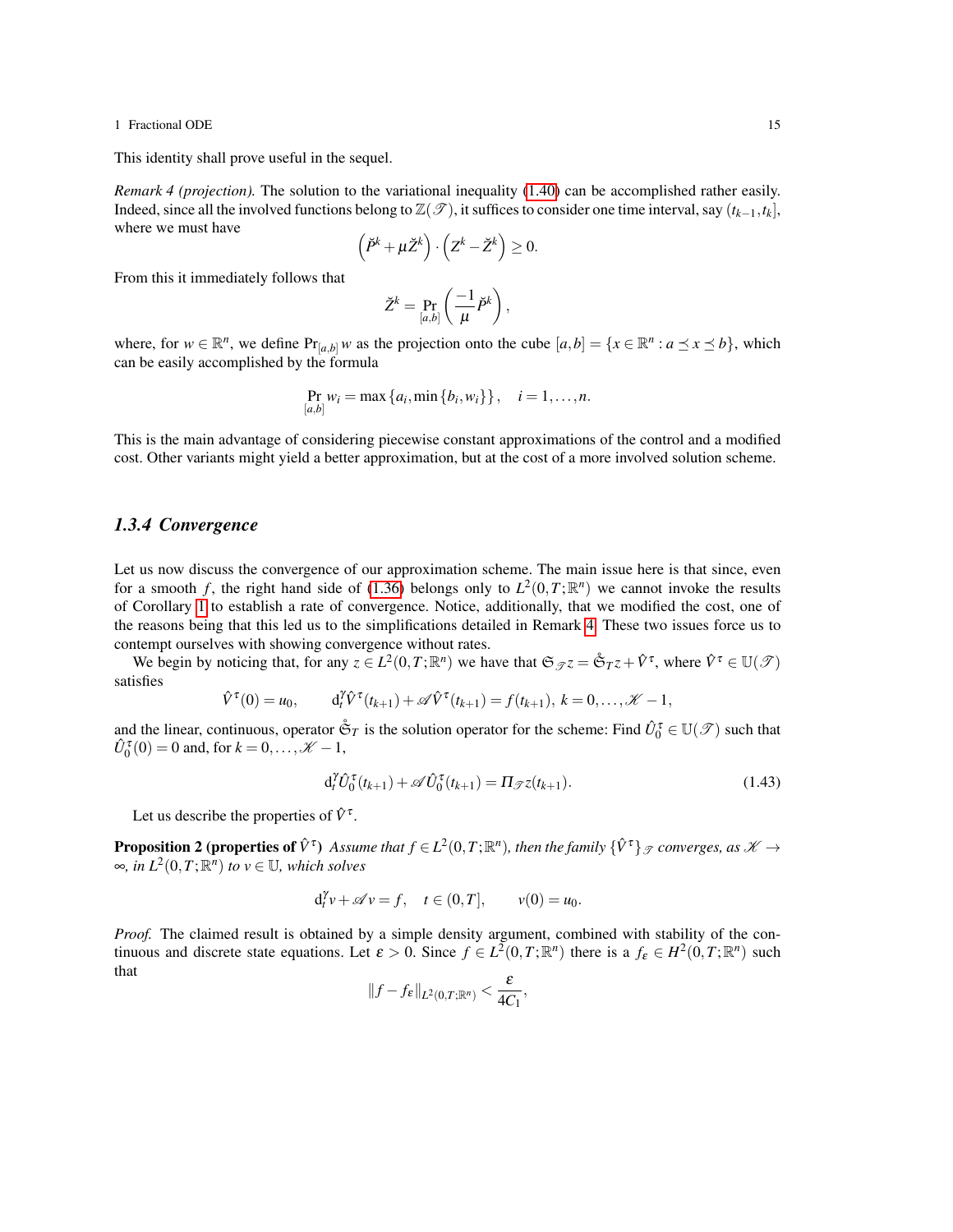This identity shall prove useful in the sequel.

*Remark 4 (projection).* The solution to the variational inequality (1.40) can be accomplished rather easily. Indeed, since all the involved functions belong to $\mathbb{Z}(\mathscr{T})$, it suffices to consider one time interval, say $(t_{k-1}, t_k]$, where we must have

$$\left(\breve{P}^k + \mu \breve{Z}^k\right) \cdot \left(Z^k - \breve{Z}^k\right) \geq 0.$$

From this it immediately follows that

$$\breve{Z}^k = \Pr_{[a,b]}\left(\frac{-1}{\mu}\breve{P}^k\right),$$

where, for $w \in \mathbb{R}^n$, we define $\Pr_{[a,b]} w$ as the projection onto the cube $[a,b] = \{x \in \mathbb{R}^n : a \preceq x \preceq b\}$, which can be easily accomplished by the formula

$$\Pr_{[a,b]} w_i = \max\{a_i, \min\{b_i, w_i\}\}, \quad i = 1, \ldots, n.$$

This is the main advantage of considering piecewise constant approximations of the control and a modified cost. Other variants might yield a better approximation, but at the cost of a more involved solution scheme.

### *1.3.4 Convergence*

Let us now discuss the convergence of our approximation scheme. The main issue here is that since, even for a smooth $f$, the right hand side of (1.36) belongs only to $L^2(0,T;\mathbb{R}^n)$ we cannot invoke the results of Corollary 1 to establish a rate of convergence. Notice, additionally, that we modified the cost, one of the reasons being that this led us to the simplifications detailed in Remark 4. These two issues force us to contempt ourselves with showing convergence without rates.

We begin by noticing that, for any $z \in L^2(0,T;\mathbb{R}^n)$ we have that $\mathfrak{S}_{\mathscr{T}} z = \mathring{\mathfrak{S}}_T z + \hat{V}^\tau$, where $\hat{V}^\tau \in \mathbb{U}(\mathscr{T})$ satisfies

$$\hat{V}^\tau(0) = u_0, \qquad \mathrm{d}_t^\gamma \hat{V}^\tau(t_{k+1}) + \mathscr{A}\hat{V}^\tau(t_{k+1}) = f(t_{k+1}),\ k = 0, \ldots, \mathscr{K}-1,$$

and the linear, continuous, operator $\mathring{\mathfrak{S}}_T$ is the solution operator for the scheme: Find $\hat{U}_0^\tau \in \mathbb{U}(\mathscr{T})$ such that $\hat{U}_0^\tau(0) = 0$ and, for $k = 0, \ldots, \mathscr{K}-1$,

$$\mathrm{d}_t^\gamma \hat{U}_0^\tau(t_{k+1}) + \mathscr{A}\hat{U}_0^\tau(t_{k+1}) = \Pi_{\mathscr{T}} z(t_{k+1}). \tag{1.43}$$

Let us describe the properties of $\hat{V}^\tau$.

**Proposition 2 (properties of $\hat{V}^\tau$)** *Assume that $f \in L^2(0,T;\mathbb{R}^n)$, then the family $\{\hat{V}^\tau\}_{\mathscr{T}}$ converges, as $\mathscr{K} \to \infty$, in $L^2(0,T;\mathbb{R}^n)$ to $v \in \mathbb{U}$, which solves*

$$\mathrm{d}_t^\gamma v + \mathscr{A}v = f, \quad t \in (0,T], \qquad v(0) = u_0.$$

*Proof.* The claimed result is obtained by a simple density argument, combined with stability of the continuous and discrete state equations. Let $\varepsilon > 0$. Since $f \in L^2(0,T;\mathbb{R}^n)$ there is a $f_\varepsilon \in H^2(0,T;\mathbb{R}^n)$ such that

$$\|f - f_\varepsilon\|_{L^2(0,T;\mathbb{R}^n)} < \frac{\varepsilon}{4C_1},$$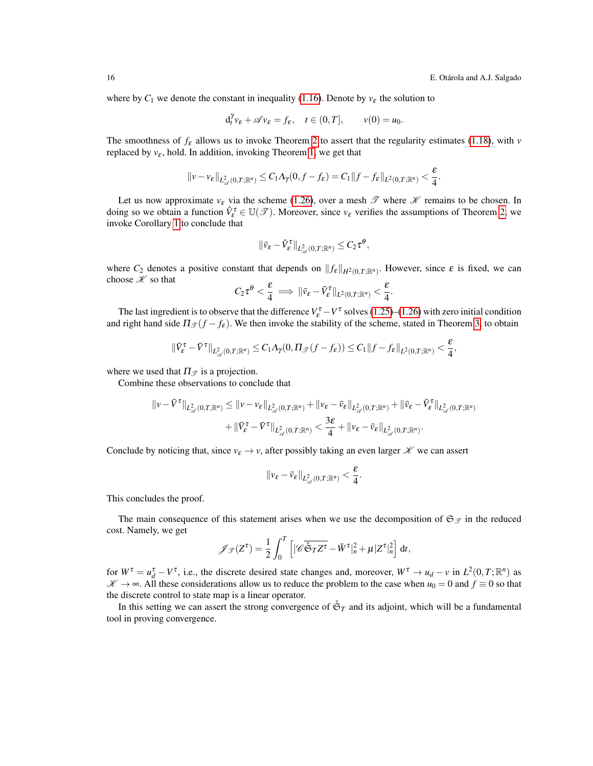where by $C_1$ we denote the constant in inequality (1.16). Denote by $v_\varepsilon$ the solution to

$$
\mathrm{d}_t^\gamma v_\varepsilon + \mathscr{A} v_\varepsilon = f_\varepsilon, \quad t \in (0,T], \qquad v(0) = u_0.
$$

The smoothness of $f_\varepsilon$ allows us to invoke Theorem 2 to assert that the regularity estimates (1.18), with $v$ replaced by $v_\varepsilon$, hold. In addition, invoking Theorem 1, we get that

$$
\|v - v_\varepsilon\|_{L^2_{\mathscr{A}}(0,T;\mathbb{R}^n)} \leq C_1 \Lambda_\gamma(0, f - f_\varepsilon) = C_1 \|f - f_\varepsilon\|_{L^2(0,T;\mathbb{R}^n)} < \frac{\varepsilon}{4}.
$$

Let us now approximate $v_\varepsilon$ via the scheme (1.26), over a mesh $\mathscr{T}$ where $\mathscr{K}$ remains to be chosen. In doing so we obtain a function $\hat{V}_\varepsilon^\tau \in \mathbb{U}(\mathscr{T})$. Moreover, since $v_\varepsilon$ verifies the assumptions of Theorem 2, we invoke Corollary 1 to conclude that

$$
\|\bar{v}_\varepsilon - \bar{V}_\varepsilon^\tau\|_{L^2_{\mathscr{A}}(0,T;\mathbb{R}^n)} \leq C_2 \tau^\theta,
$$

where $C_2$ denotes a positive constant that depends on $\|f_\varepsilon\|_{H^2(0,T;\mathbb{R}^n)}$. However, since $\varepsilon$ is fixed, we can choose $\mathscr{K}$ so that

$$
C_2 \tau^\theta < \frac{\varepsilon}{4} \implies \|\bar{v}_\varepsilon - \bar{V}_\varepsilon^\tau\|_{L^2(0,T;\mathbb{R}^n)} < \frac{\varepsilon}{4}.
$$

The last ingredient is to observe that the difference $V_\varepsilon^\tau - V^\tau$ solves (1.25)–(1.26) with zero initial condition and right hand side $\Pi_{\mathscr{T}}(f - f_\varepsilon)$. We then invoke the stability of the scheme, stated in Theorem 3, to obtain

$$
\|\bar{V}_\varepsilon^\tau - \bar{V}^\tau\|_{L^2_{\mathscr{A}}(0,T;\mathbb{R}^n)} \leq C_1 \Lambda_\gamma(0, \Pi_{\mathscr{T}}(f - f_\varepsilon)) \leq C_1 \|f - f_\varepsilon\|_{L^2(0,T;\mathbb{R}^n)} < \frac{\varepsilon}{4},
$$

where we used that $\Pi_{\mathscr{T}}$ is a projection.

Combine these observations to conclude that

$$
\begin{aligned}
\|v - \bar{V}^\tau\|_{L^2_{\mathscr{A}}(0,T,\mathbb{R}^n)} &\leq \|v - v_\varepsilon\|_{L^2_{\mathscr{A}}(0,T;\mathbb{R}^n)} + \|v_\varepsilon - \bar{v}_\varepsilon\|_{L^2_{\mathscr{A}}(0,T;\mathbb{R}^n)} + \|\bar{v}_\varepsilon - \bar{V}_\varepsilon^\tau\|_{L^2_{\mathscr{A}}(0,T;\mathbb{R}^n)} \\
&\quad + \|\bar{V}_\varepsilon^\tau - \bar{V}^\tau\|_{L^2_{\mathscr{A}}(0,T;\mathbb{R}^n)} < \frac{3\varepsilon}{4} + \|v_\varepsilon - \bar{v}_\varepsilon\|_{L^2_{\mathscr{A}}(0,T;\mathbb{R}^n)}.
\end{aligned}
$$

Conclude by noticing that, since $v_\varepsilon \to v$, after possibly taking an even larger $\mathscr{K}$ we can assert

$$
\|v_\varepsilon - \bar{v}_\varepsilon\|_{L^2_{\mathscr{A}}(0,T;\mathbb{R}^n)} < \frac{\varepsilon}{4}.
$$

This concludes the proof.

The main consequence of this statement arises when we use the decomposition of $\mathfrak{S}_{\mathscr{T}}$ in the reduced cost. Namely, we get

$$
\mathscr{J}_{\mathscr{T}}(Z^\tau) = \frac{1}{2} \int_0^T \left[ |\mathscr{C} \overline{\mathring{\mathfrak{S}}_T Z^\tau} - \bar{W}^\tau|_n^2 + \mu |Z^\tau|_n^2 \right] \mathrm{d}t,
$$

for $W^\tau = u_d^\tau - V^\tau$, i.e., the discrete desired state changes and, moreover, $W^\tau \to u_d - v$ in $L^2(0,T;\mathbb{R}^n)$ as $\mathscr{K} \to \infty$. All these considerations allow us to reduce the problem to the case when $u_0 = 0$ and $f \equiv 0$ so that the discrete control to state map is a linear operator.

In this setting we can assert the strong convergence of $\mathring{\mathfrak{S}}_T$ and its adjoint, which will be a fundamental tool in proving convergence.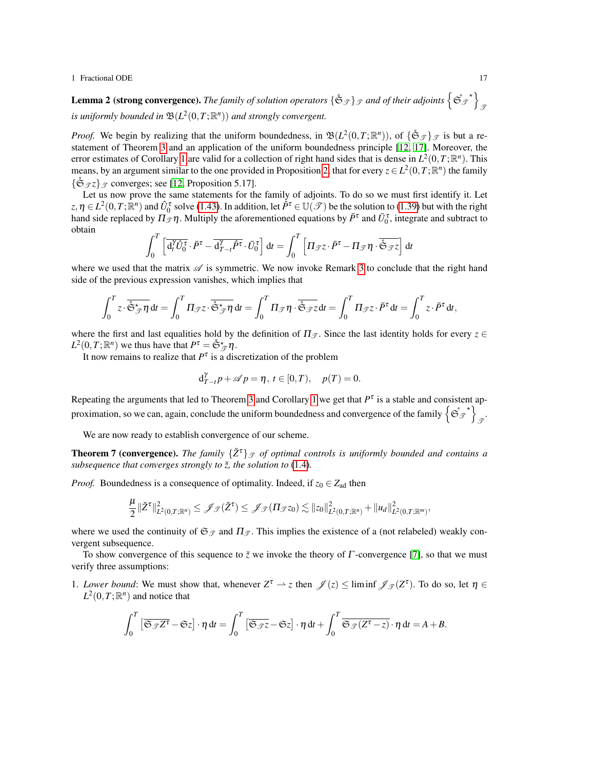**Lemma 2 (strong convergence).** *The family of solution operators $\{\mathring{\mathfrak{S}}_{\mathscr{T}}\}_{\mathscr{T}}$ and of their adjoints $\left\{\mathring{\mathfrak{S}}_{\mathscr{T}}^{\star}\right\}_{\mathscr{T}}$ is uniformly bounded in $\mathfrak{B}(L^2(0,T;\mathbb{R}^n))$ and strongly convergent.*

*Proof.* We begin by realizing that the uniform boundedness, in $\mathfrak{B}(L^2(0,T;\mathbb{R}^n))$, of $\{\mathring{\mathfrak{S}}_{\mathscr{T}}\}_{\mathscr{T}}$ is but a restatement of Theorem 3 and an application of the uniform boundedness principle [12, 17]. Moreover, the error estimates of Corollary 1 are valid for a collection of right hand sides that is dense in $L^2(0,T;\mathbb{R}^n)$. This means, by an argument similar to the one provided in Proposition 2, that for every $z \in L^2(0,T;\mathbb{R}^n)$ the family $\{\mathring{\mathfrak{S}}_{\mathscr{T}} z\}_{\mathscr{T}}$ converges; see [12, Proposition 5.17].

Let us now prove the same statements for the family of adjoints. To do so we must first identify it. Let $z, \eta \in L^2(0,T;\mathbb{R}^n)$ and $\hat{U}_0^\tau$ solve (1.43). In addition, let $\hat{P}^\tau \in \mathbb{U}(\mathscr{T})$ be the solution to (1.39) but with the right hand side replaced by $\Pi_{\mathscr{T}}\eta$. Multiply the aforementioned equations by $\bar{P}^\tau$ and $\bar{U}_0^\tau$, integrate and subtract to obtain

$$
\int_0^T \left[ \overline{\mathrm{d}_t^\gamma \hat{U}_0^\tau} \cdot \bar{P}^\tau - \overline{\mathrm{d}_{T-t}^\gamma \hat{P}^\tau} \cdot \bar{U}_0^\tau \right] \mathrm{d}t = \int_0^T \left[ \Pi_{\mathscr{T}} z \cdot \bar{P}^\tau - \Pi_{\mathscr{T}} \eta \cdot \overline{\mathring{\mathfrak{S}}_{\mathscr{T}} z} \right] \mathrm{d}t
$$

where we used that the matrix $\mathscr{A}$ is symmetric. We now invoke Remark 3 to conclude that the right hand side of the previous expression vanishes, which implies that

$$
\int_0^T z \cdot \overline{\mathring{\mathfrak{S}}_{\mathscr{T}}^\star \eta} \, \mathrm{d}t = \int_0^T \Pi_{\mathscr{T}} z \cdot \overline{\mathring{\mathfrak{S}}_{\mathscr{T}}^\star \eta} \, \mathrm{d}t = \int_0^T \Pi_{\mathscr{T}} \eta \cdot \overline{\mathring{\mathfrak{S}}_{\mathscr{T}} z} \, \mathrm{d}t = \int_0^T \Pi_{\mathscr{T}} z \cdot \bar{P}^\tau \, \mathrm{d}t = \int_0^T z \cdot \bar{P}^\tau \, \mathrm{d}t,
$$

where the first and last equalities hold by the definition of $\Pi_{\mathscr{T}}$. Since the last identity holds for every $z \in L^2(0,T;\mathbb{R}^n)$ we thus have that $P^\tau = \mathring{\mathfrak{S}}_{\mathscr{T}}^\star \eta$.

It now remains to realize that $P^\tau$ is a discretization of the problem

$$
\mathrm{d}_{T-t}^\gamma p + \mathscr{A} p = \eta, \; t \in [0,T), \quad p(T) = 0.
$$

Repeating the arguments that led to Theorem 3 and Corollary 1 we get that $P^\tau$ is a stable and consistent approximation, so we can, again, conclude the uniform boundedness and convergence of the family $\left\{\mathring{\mathfrak{S}}_{\mathscr{T}}^{\star}\right\}_{\mathscr{T}}$.

We are now ready to establish convergence of our scheme.

**Theorem 7 (convergence).** *The family $\{\check{Z}^\tau\}_{\mathscr{T}}$ of optimal controls is uniformly bounded and contains a subsequence that converges strongly to $\check{z}$, the solution to (1.4).*

*Proof.* Boundedness is a consequence of optimality. Indeed, if $z_0 \in Z_{\mathrm{ad}}$ then

$$
\frac{\mu}{2} \|\check{Z}^\tau\|_{L^2(0,T;\mathbb{R}^n)}^2 \leq \mathscr{J}_{\mathscr{T}}(\check{Z}^\tau) \leq \mathscr{J}_{\mathscr{T}}(\Pi_{\mathscr{T}} z_0) \lesssim \|z_0\|_{L^2(0,T;\mathbb{R}^n)}^2 + \|u_d\|_{L^2(0,T;\mathbb{R}^m)}^2,
$$

where we used the continuity of $\mathfrak{S}_{\mathscr{T}}$ and $\Pi_{\mathscr{T}}$. This implies the existence of a (not relabeled) weakly convergent subsequence.

To show convergence of this sequence to $\check{z}$ we invoke the theory of $\Gamma$-convergence [7], so that we must verify three assumptions:

1. *Lower bound*: We must show that, whenever $Z^\tau \rightharpoonup z$ then $\mathscr{J}(z) \leq \liminf \mathscr{J}_{\mathscr{T}}(Z^\tau)$. To do so, let $\eta \in L^2(0,T;\mathbb{R}^n)$ and notice that

$$
\int_0^T \left[ \overline{\mathfrak{S}_{\mathscr{T}} Z^\tau} - \mathfrak{S} z \right] \cdot \eta \, \mathrm{d}t = \int_0^T \left[ \overline{\mathfrak{S}_{\mathscr{T}} z} - \mathfrak{S} z \right] \cdot \eta \, \mathrm{d}t + \int_0^T \overline{\mathfrak{S}_{\mathscr{T}}(Z^\tau - z)} \cdot \eta \, \mathrm{d}t = A + B.
$$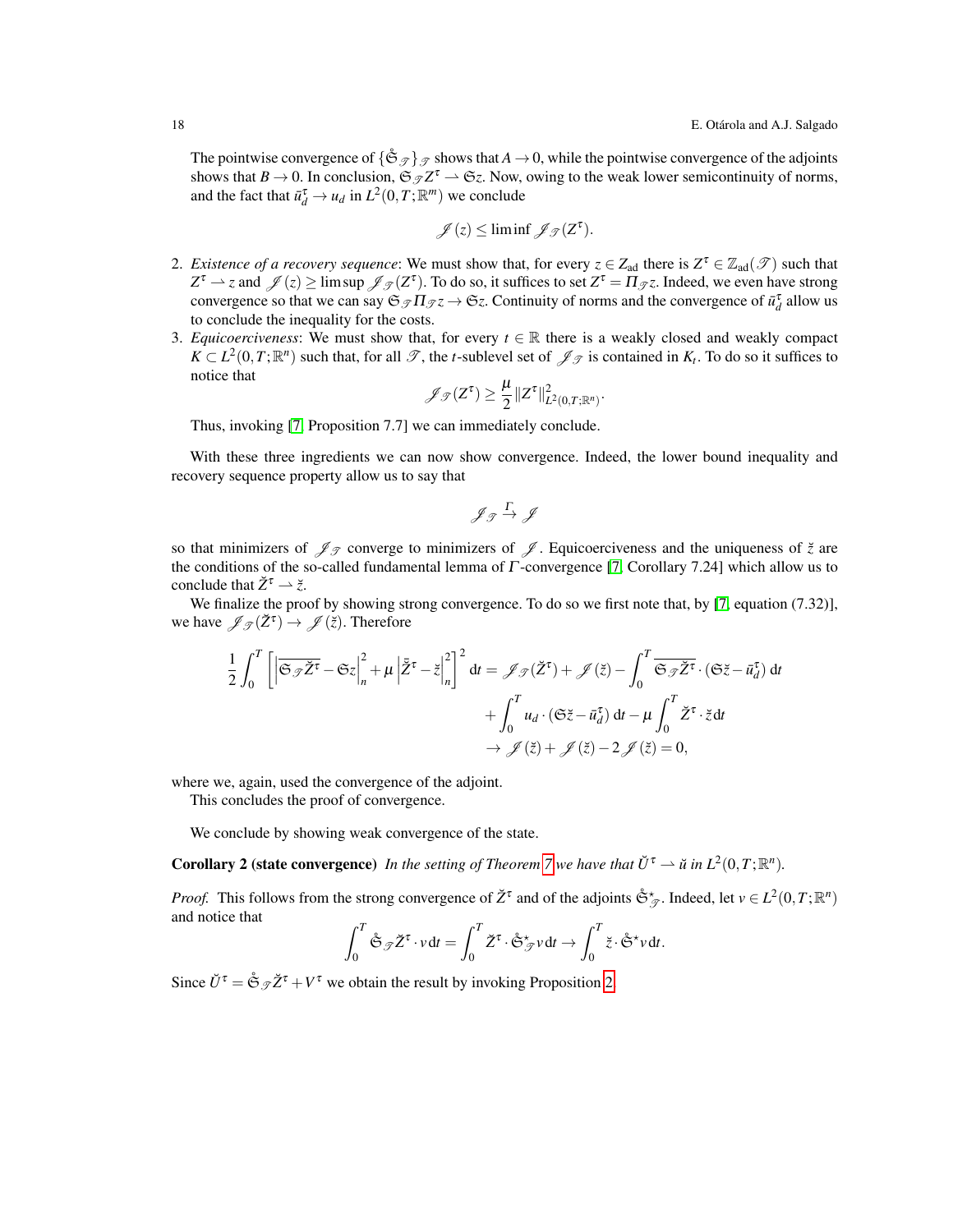The pointwise convergence of $\{\mathring{\mathfrak{S}}_{\mathscr{T}}\}_{\mathscr{T}}$ shows that $A \to 0$, while the pointwise convergence of the adjoints shows that $B \to 0$. In conclusion, $\mathfrak{S}_{\mathscr{T}} Z^\tau \rightharpoonup \mathfrak{S} z$. Now, owing to the weak lower semicontinuity of norms, and the fact that $\bar{u}_d^\tau \to u_d$ in $L^2(0,T;\mathbb{R}^m)$ we conclude

$$
\mathscr{J}(z) \le \liminf \mathscr{J}_{\mathscr{T}}(Z^\tau).
$$

2. *Existence of a recovery sequence*: We must show that, for every $z \in Z_{\mathrm{ad}}$ there is $Z^\tau \in \mathbb{Z}_{\mathrm{ad}}(\mathscr{T})$ such that $Z^\tau \rightharpoonup z$ and $\mathscr{J}(z) \ge \limsup \mathscr{J}_{\mathscr{T}}(Z^\tau)$. To do so, it suffices to set $Z^\tau = \Pi_{\mathscr{T}} z$. Indeed, we even have strong convergence so that we can say $\mathfrak{S}_{\mathscr{T}} \Pi_{\mathscr{T}} z \to \mathfrak{S} z$. Continuity of norms and the convergence of $\bar{u}_d^\tau$ allow us to conclude the inequality for the costs.
3. *Equicoerciveness*: We must show that, for every $t \in \mathbb{R}$ there is a weakly closed and weakly compact $K \subset L^2(0,T;\mathbb{R}^n)$ such that, for all $\mathscr{T}$, the $t$-sublevel set of $\mathscr{J}_{\mathscr{T}}$ is contained in $K_t$. To do so it suffices to notice that

$$
\mathscr{J}_{\mathscr{T}}(Z^\tau) \ge \frac{\mu}{2} \|Z^\tau\|^2_{L^2(0,T;\mathbb{R}^n)}.
$$

Thus, invoking [7, Proposition 7.7] we can immediately conclude.

With these three ingredients we can now show convergence. Indeed, the lower bound inequality and recovery sequence property allow us to say that

$$
\mathscr{J}_{\mathscr{T}} \xrightarrow{\Gamma} \mathscr{J}
$$

so that minimizers of $\mathscr{J}_{\mathscr{T}}$ converge to minimizers of $\mathscr{J}$. Equicoerciveness and the uniqueness of $\breve{z}$ are the conditions of the so-called fundamental lemma of $\Gamma$-convergence [7, Corollary 7.24] which allow us to conclude that $\breve{Z}^\tau \rightharpoonup \breve{z}$.

We finalize the proof by showing strong convergence. To do so we first note that, by [7, equation (7.32)], we have $\mathscr{J}_{\mathscr{T}}(\breve{Z}^\tau) \to \mathscr{J}(\breve{z})$. Therefore

$$
\begin{aligned}
\frac{1}{2}\int_0^T \left[ \left| \overline{\mathfrak{S}_{\mathscr{T}} \breve{Z}^\tau} - \mathfrak{S} z \right|_n^2 + \mu \left| \bar{\breve{Z}}^\tau - \breve{z} \right|_n^2 \right]^2 \mathrm{d}t &= \mathscr{J}_{\mathscr{T}}(\breve{Z}^\tau) + \mathscr{J}(\breve{z}) - \int_0^T \overline{\mathfrak{S}_{\mathscr{T}} \breve{Z}^\tau} \cdot (\mathfrak{S}\breve{z} - \bar{u}_d^\tau)\,\mathrm{d}t \\
&\quad + \int_0^T u_d \cdot (\mathfrak{S}\breve{z} - \bar{u}_d^\tau)\,\mathrm{d}t - \mu \int_0^T \breve{Z}^\tau \cdot \breve{z}\,\mathrm{d}t \\
&\to \mathscr{J}(\breve{z}) + \mathscr{J}(\breve{z}) - 2\mathscr{J}(\breve{z}) = 0,
\end{aligned}
$$

where we, again, used the convergence of the adjoint.

This concludes the proof of convergence.

We conclude by showing weak convergence of the state.

**Corollary 2 (state convergence)** *In the setting of Theorem 7 we have that $\breve{U}^\tau \rightharpoonup \breve{u}$ in $L^2(0,T;\mathbb{R}^n)$.*

*Proof.* This follows from the strong convergence of $\breve{Z}^\tau$ and of the adjoints $\mathring{\mathfrak{S}}^\star_{\mathscr{T}}$. Indeed, let $v \in L^2(0,T;\mathbb{R}^n)$ and notice that

$$
\int_0^T \mathring{\mathfrak{S}}_{\mathscr{T}} \breve{Z}^\tau \cdot v\,\mathrm{d}t = \int_0^T \breve{Z}^\tau \cdot \mathring{\mathfrak{S}}^\star_{\mathscr{T}} v\,\mathrm{d}t \to \int_0^T \breve{z} \cdot \mathring{\mathfrak{S}}^\star v\,\mathrm{d}t.
$$

Since $\breve{U}^\tau = \mathring{\mathfrak{S}}_{\mathscr{T}} \breve{Z}^\tau + V^\tau$ we obtain the result by invoking Proposition 2.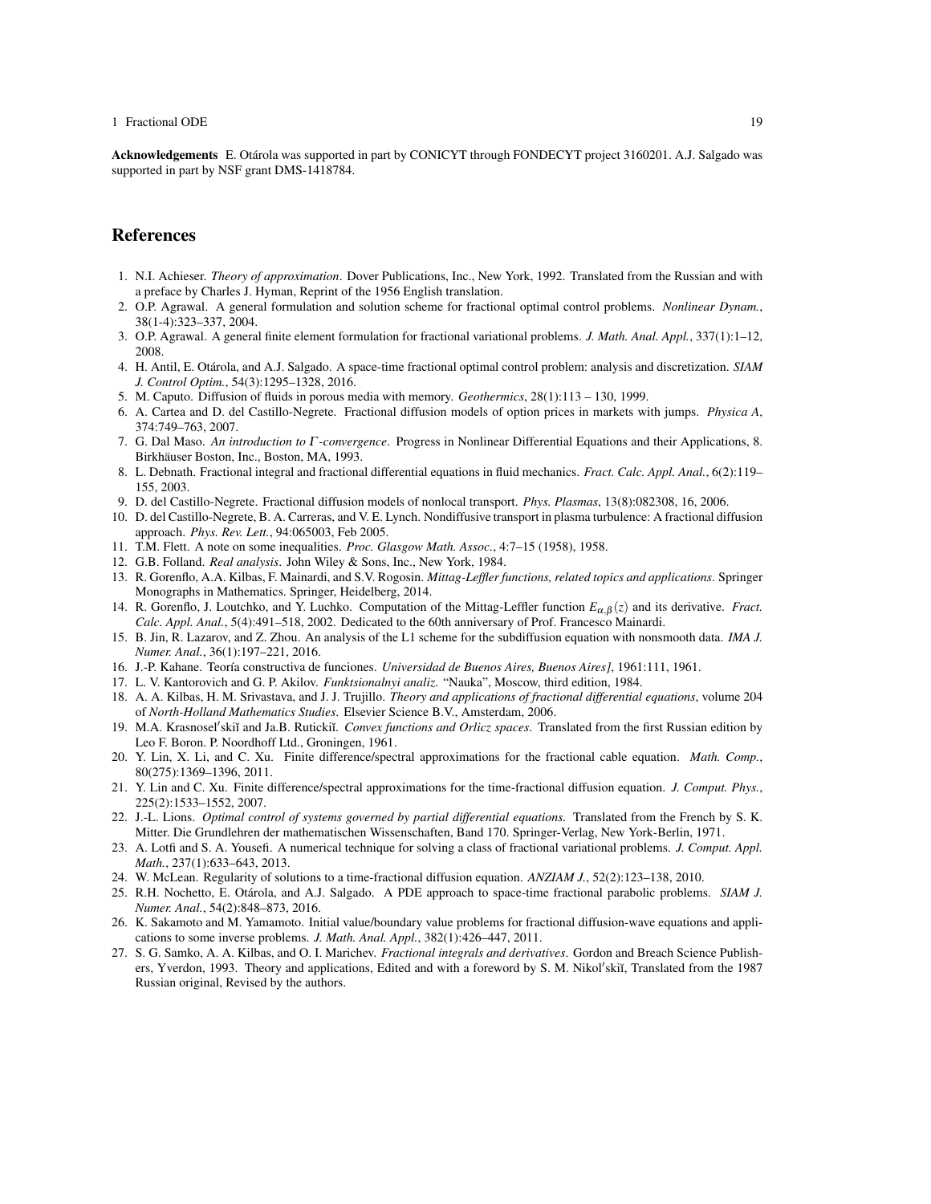**Acknowledgements** E. Otárola was supported in part by CONICYT through FONDECYT project 3160201. A.J. Salgado was supported in part by NSF grant DMS-1418784.

## References

1. N.I. Achieser. *Theory of approximation*. Dover Publications, Inc., New York, 1992. Translated from the Russian and with a preface by Charles J. Hyman, Reprint of the 1956 English translation.
2. O.P. Agrawal. A general formulation and solution scheme for fractional optimal control problems. *Nonlinear Dynam.*, 38(1-4):323–337, 2004.
3. O.P. Agrawal. A general finite element formulation for fractional variational problems. *J. Math. Anal. Appl.*, 337(1):1–12, 2008.
4. H. Antil, E. Otárola, and A.J. Salgado. A space-time fractional optimal control problem: analysis and discretization. *SIAM J. Control Optim.*, 54(3):1295–1328, 2016.
5. M. Caputo. Diffusion of fluids in porous media with memory. *Geothermics*, 28(1):113 – 130, 1999.
6. A. Cartea and D. del Castillo-Negrete. Fractional diffusion models of option prices in markets with jumps. *Physica A*, 374:749–763, 2007.
7. G. Dal Maso. *An introduction to $\Gamma$-convergence*. Progress in Nonlinear Differential Equations and their Applications, 8. Birkhäuser Boston, Inc., Boston, MA, 1993.
8. L. Debnath. Fractional integral and fractional differential equations in fluid mechanics. *Fract. Calc. Appl. Anal.*, 6(2):119–155, 2003.
9. D. del Castillo-Negrete. Fractional diffusion models of nonlocal transport. *Phys. Plasmas*, 13(8):082308, 16, 2006.
10. D. del Castillo-Negrete, B. A. Carreras, and V. E. Lynch. Nondiffusive transport in plasma turbulence: A fractional diffusion approach. *Phys. Rev. Lett.*, 94:065003, Feb 2005.
11. T.M. Flett. A note on some inequalities. *Proc. Glasgow Math. Assoc.*, 4:7–15 (1958), 1958.
12. G.B. Folland. *Real analysis*. John Wiley & Sons, Inc., New York, 1984.
13. R. Gorenflo, A.A. Kilbas, F. Mainardi, and S.V. Rogosin. *Mittag-Leffler functions, related topics and applications*. Springer Monographs in Mathematics. Springer, Heidelberg, 2014.
14. R. Gorenflo, J. Loutchko, and Y. Luchko. Computation of the Mittag-Leffler function $E_{\alpha,\beta}(z)$ and its derivative. *Fract. Calc. Appl. Anal.*, 5(4):491–518, 2002. Dedicated to the 60th anniversary of Prof. Francesco Mainardi.
15. B. Jin, R. Lazarov, and Z. Zhou. An analysis of the L1 scheme for the subdiffusion equation with nonsmooth data. *IMA J. Numer. Anal.*, 36(1):197–221, 2016.
16. J.-P. Kahane. Teoría constructiva de funciones. *Universidad de Buenos Aires, Buenos Aires]*, 1961:111, 1961.
17. L. V. Kantorovich and G. P. Akilov. *Funktsionalnyi analiz*. "Nauka", Moscow, third edition, 1984.
18. A. A. Kilbas, H. M. Srivastava, and J. J. Trujillo. *Theory and applications of fractional differential equations*, volume 204 of *North-Holland Mathematics Studies*. Elsevier Science B.V., Amsterdam, 2006.
19. M.A. Krasnosel′skiĭ and Ja.B. Rutickiĭ. *Convex functions and Orlicz spaces*. Translated from the first Russian edition by Leo F. Boron. P. Noordhoff Ltd., Groningen, 1961.
20. Y. Lin, X. Li, and C. Xu. Finite difference/spectral approximations for the fractional cable equation. *Math. Comp.*, 80(275):1369–1396, 2011.
21. Y. Lin and C. Xu. Finite difference/spectral approximations for the time-fractional diffusion equation. *J. Comput. Phys.*, 225(2):1533–1552, 2007.
22. J.-L. Lions. *Optimal control of systems governed by partial differential equations.* Translated from the French by S. K. Mitter. Die Grundlehren der mathematischen Wissenschaften, Band 170. Springer-Verlag, New York-Berlin, 1971.
23. A. Lotfi and S. A. Yousefi. A numerical technique for solving a class of fractional variational problems. *J. Comput. Appl. Math.*, 237(1):633–643, 2013.
24. W. McLean. Regularity of solutions to a time-fractional diffusion equation. *ANZIAM J.*, 52(2):123–138, 2010.
25. R.H. Nochetto, E. Otárola, and A.J. Salgado. A PDE approach to space-time fractional parabolic problems. *SIAM J. Numer. Anal.*, 54(2):848–873, 2016.
26. K. Sakamoto and M. Yamamoto. Initial value/boundary value problems for fractional diffusion-wave equations and applications to some inverse problems. *J. Math. Anal. Appl.*, 382(1):426–447, 2011.
27. S. G. Samko, A. A. Kilbas, and O. I. Marichev. *Fractional integrals and derivatives*. Gordon and Breach Science Publishers, Yverdon, 1993. Theory and applications, Edited and with a foreword by S. M. Nikol′skiĭ, Translated from the 1987 Russian original, Revised by the authors.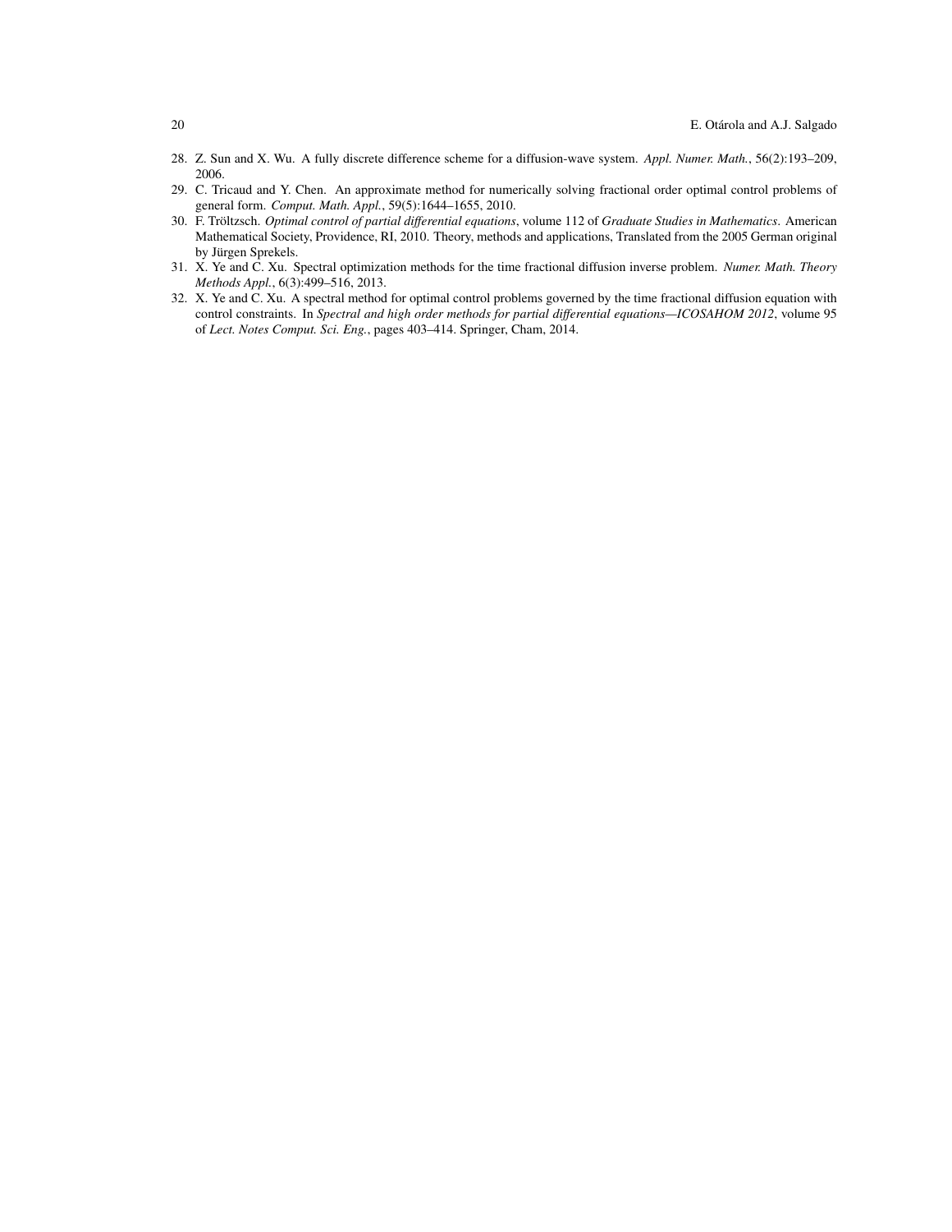28. Z. Sun and X. Wu. A fully discrete difference scheme for a diffusion-wave system. *Appl. Numer. Math.*, 56(2):193–209, 2006.
29. C. Tricaud and Y. Chen. An approximate method for numerically solving fractional order optimal control problems of general form. *Comput. Math. Appl.*, 59(5):1644–1655, 2010.
30. F. Tröltzsch. *Optimal control of partial differential equations*, volume 112 of *Graduate Studies in Mathematics*. American Mathematical Society, Providence, RI, 2010. Theory, methods and applications, Translated from the 2005 German original by Jürgen Sprekels.
31. X. Ye and C. Xu. Spectral optimization methods for the time fractional diffusion inverse problem. *Numer. Math. Theory Methods Appl.*, 6(3):499–516, 2013.
32. X. Ye and C. Xu. A spectral method for optimal control problems governed by the time fractional diffusion equation with control constraints. In *Spectral and high order methods for partial differential equations—ICOSAHOM 2012*, volume 95 of *Lect. Notes Comput. Sci. Eng.*, pages 403–414. Springer, Cham, 2014.